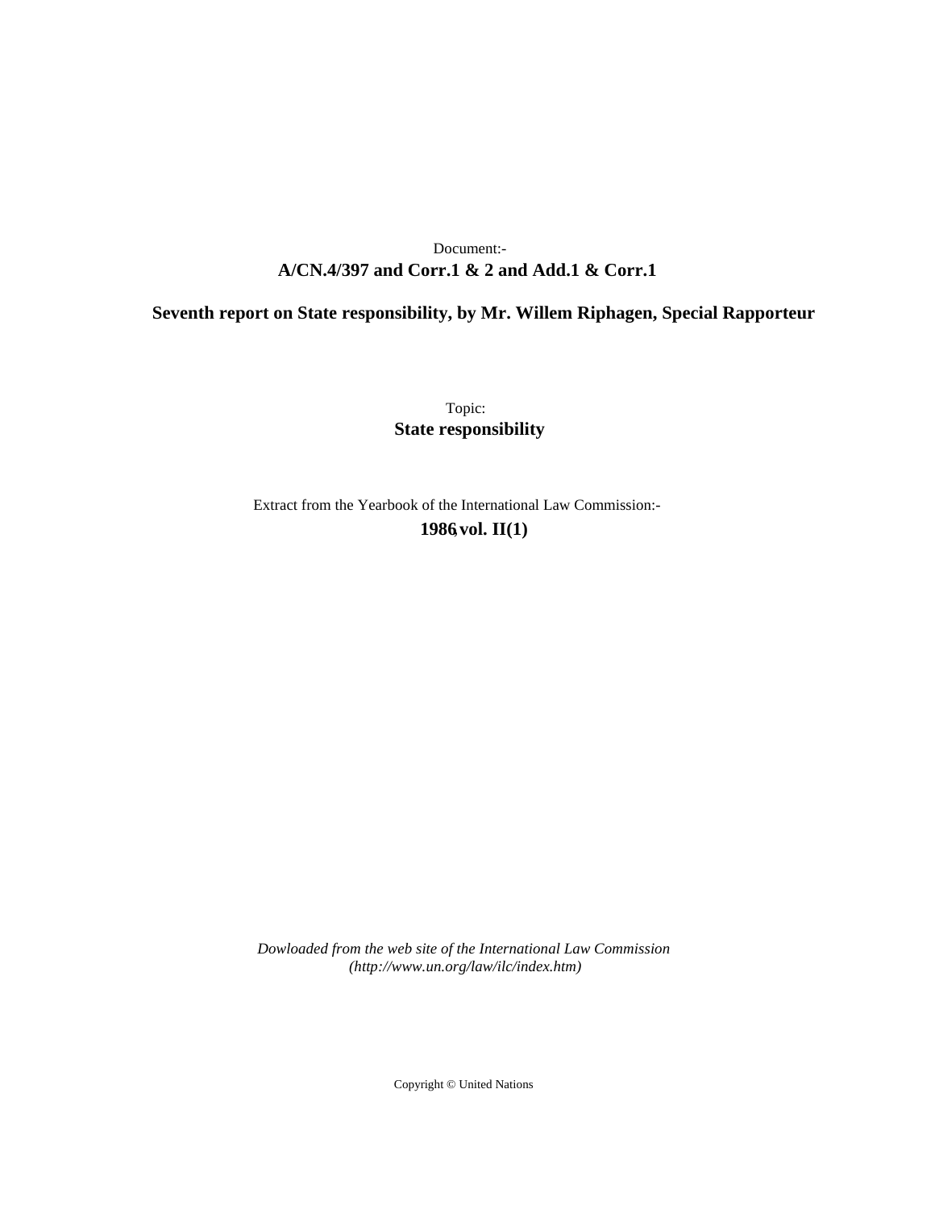Document:-

**A/CN.4/397 and Corr.1 & 2 and Add.1 & Corr.1**

**Seventh report on State responsibility, by Mr. Willem Riphagen, Special Rapporteur**

Topic:

**State responsibility**

Extract from the Yearbook of the International Law Commission:-

**1986, vol. II(1)**

*Dowloaded from the web site of the International Law Commission (http://www.un.org/law/ilc/index.htm)*

Copyright © United Nations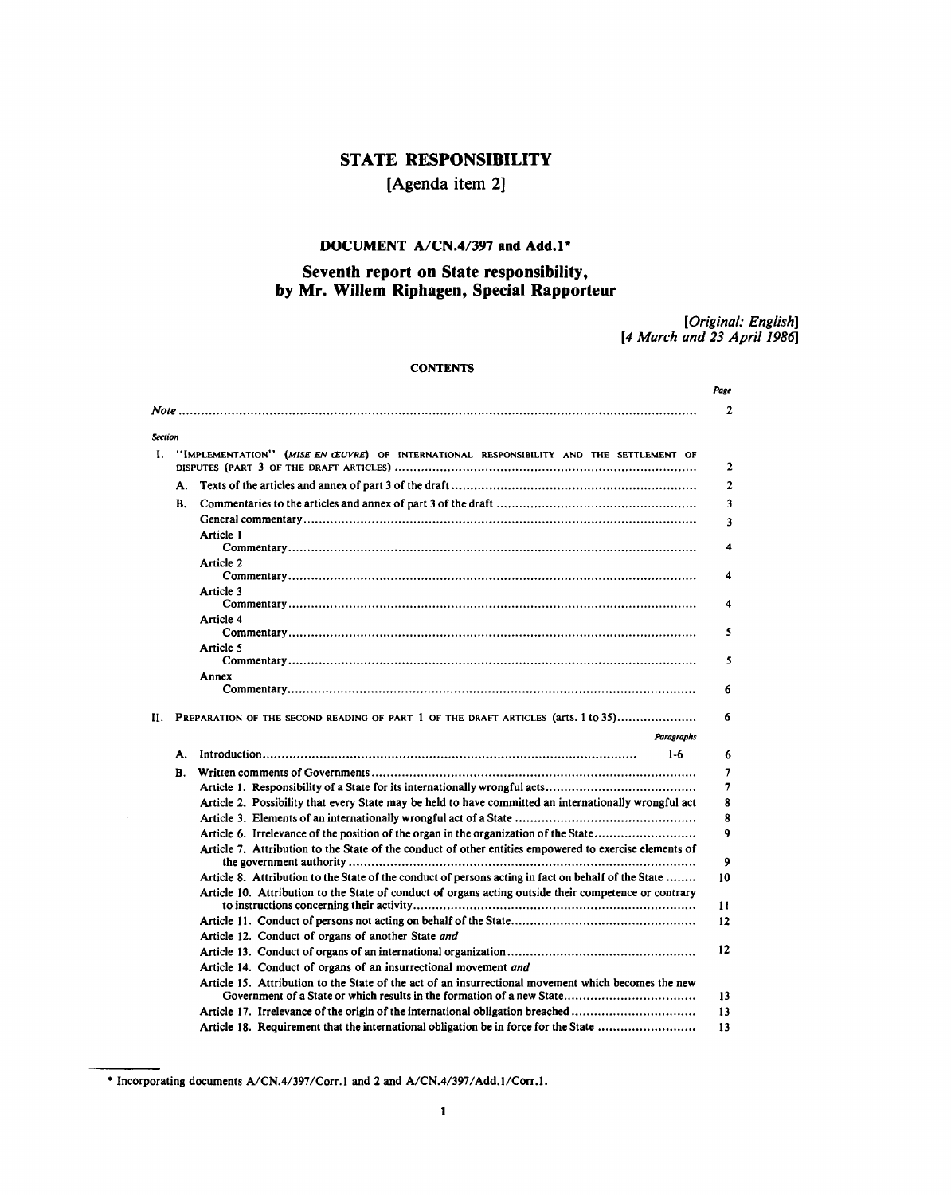# STATE RESPONSIBILITY

## [Agenda item 2]

### DOCUMENT A/CN.4/397 and Add.1*

### Seventh report on State responsibility, by Mr. Willem Riphagen, Special Rapporteur

*[Original: English]*
*[4 March and 23 April 1986]*

**CONTENTS**

| | | Page |
|---|---|---|
| *Note* | | 2 |
| *Section* | | |
| I. | "IMPLEMENTATION" (*MISE EN ŒUVRE*) OF INTERNATIONAL RESPONSIBILITY AND THE SETTLEMENT OF DISPUTES (PART 3 OF THE DRAFT ARTICLES) | 2 |
| | A. Texts of the articles and annex of part 3 of the draft | 2 |
| | B. Commentaries to the articles and annex of part 3 of the draft | 3 |
| | General commentary | 3 |
| | Article 1 Commentary | 4 |
| | Article 2 Commentary | 4 |
| | Article 3 Commentary | 4 |
| | Article 4 Commentary | 5 |
| | Article 5 Commentary | 5 |
| | Annex Commentary | 6 |
| II. | PREPARATION OF THE SECOND READING OF PART 1 OF THE DRAFT ARTICLES (arts. 1 to 35) | 6 |

| | | *Paragraphs* | |
|---|---|---|---|
| A. | Introduction | 1-6 | 6 |
| B. | Written comments of Governments | | 7 |
| | Article 1. Responsibility of a State for its internationally wrongful acts | | 7 |
| | Article 2. Possibility that every State may be held to have committed an internationally wrongful act | | 8 |
| | Article 3. Elements of an internationally wrongful act of a State | | 8 |
| | Article 6. Irrelevance of the position of the organ in the organization of the State | | 9 |
| | Article 7. Attribution to the State of the conduct of other entities empowered to exercise elements of the government authority | | 9 |
| | Article 8. Attribution to the State of the conduct of persons acting in fact on behalf of the State | | 10 |
| | Article 10. Attribution to the State of conduct of organs acting outside their competence or contrary to instructions concerning their activity | | 11 |
| | Article 11. Conduct of persons not acting on behalf of the State | | 12 |
| | Article 12. Conduct of organs of another State *and* Article 13. Conduct of organs of an international organization | | 12 |
| | Article 14. Conduct of organs of an insurrectional movement *and* Article 15. Attribution to the State of the act of an insurrectional movement which becomes the new Government of a State or which results in the formation of a new State | | 13 |
| | Article 17. Irrelevance of the origin of the international obligation breached | | 13 |
| | Article 18. Requirement that the international obligation be in force for the State | | 13 |

* Incorporating documents A/CN.4/397/Corr.1 and 2 and A/CN.4/397/Add.1/Corr.1.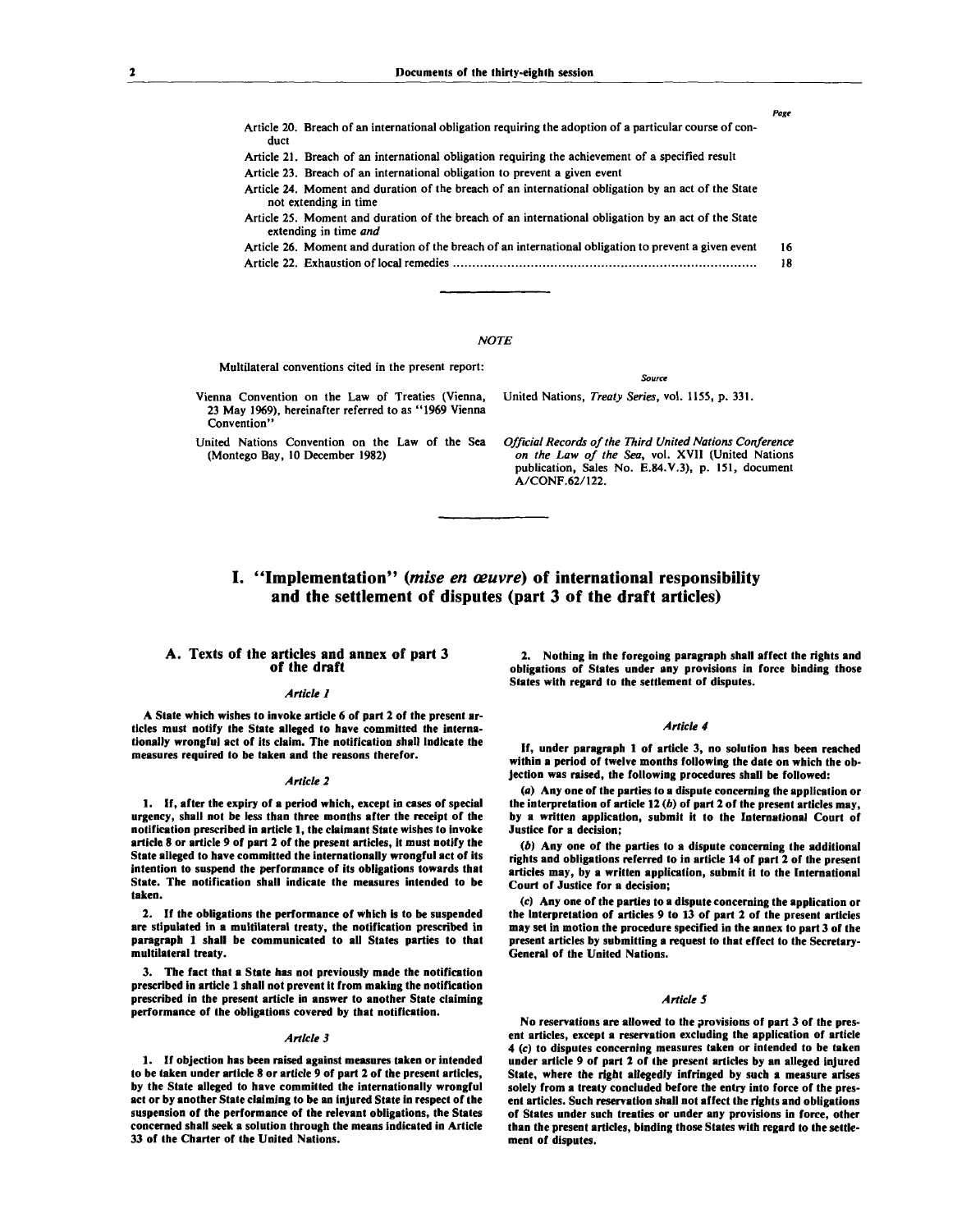Page

Article 20. Breach of an international obligation requiring the adoption of a particular course of conduct

Article 21. Breach of an international obligation requiring the achievement of a specified result

Article 23. Breach of an international obligation to prevent a given event

Article 24. Moment and duration of the breach of an international obligation by an act of the State not extending in time

Article 25. Moment and duration of the breach of an international obligation by an act of the State extending in time *and*

Article 26. Moment and duration of the breach of an international obligation to prevent a given event 16

Article 22. Exhaustion of local remedies ........................................................................ 18

---

*NOTE*

Multilateral conventions cited in the present report:

| | *Source* |
|---|---|
| Vienna Convention on the Law of Treaties (Vienna, 23 May 1969), hereinafter referred to as "1969 Vienna Convention" | United Nations, *Treaty Series*, vol. 1155, p. 331. |
| United Nations Convention on the Law of the Sea (Montego Bay, 10 December 1982) | *Official Records of the Third United Nations Conference on the Law of the Sea*, vol. XVII (United Nations publication, Sales No. E.84.V.3), p. 151, document A/CONF.62/122. |

---

# I. "Implementation" (*mise en œuvre*) of international responsibility and the settlement of disputes (part 3 of the draft articles)

## A. Texts of the articles and annex of part 3 of the draft

*Article 1*

**A State which wishes to invoke article 6 of part 2 of the present articles must notify the State alleged to have committed the internationally wrongful act of its claim. The notification shall indicate the measures required to be taken and the reasons therefor.**

*Article 2*

**1. If, after the expiry of a period which, except in cases of special urgency, shall not be less than three months after the receipt of the notification prescribed in article 1, the claimant State wishes to invoke article 8 or article 9 of part 2 of the present articles, it must notify the State alleged to have committed the internationally wrongful act of its intention to suspend the performance of its obligations towards that State. The notification shall indicate the measures intended to be taken.**

**2. If the obligations the performance of which is to be suspended are stipulated in a multilateral treaty, the notification prescribed in paragraph 1 shall be communicated to all States parties to that multilateral treaty.**

**3. The fact that a State has not previously made the notification prescribed in article 1 shall not prevent it from making the notification prescribed in the present article in answer to another State claiming performance of the obligations covered by that notification.**

*Article 3*

**1. If objection has been raised against measures taken or intended to be taken under article 8 or article 9 of part 2 of the present articles, by the State alleged to have committed the internationally wrongful act or by another State claiming to be an injured State in respect of the suspension of the performance of the relevant obligations, the States concerned shall seek a solution through the means indicated in Article 33 of the Charter of the United Nations.**

**2. Nothing in the foregoing paragraph shall affect the rights and obligations of States under any provisions in force binding those States with regard to the settlement of disputes.**

*Article 4*

**If, under paragraph 1 of article 3, no solution has been reached within a period of twelve months following the date on which the objection was raised, the following procedures shall be followed:**

**(*a*) Any one of the parties to a dispute concerning the application or the interpretation of article 12 (*b*) of part 2 of the present articles may, by a written application, submit it to the International Court of Justice for a decision;**

**(*b*) Any one of the parties to a dispute concerning the additional rights and obligations referred to in article 14 of part 2 of the present articles may, by a written application, submit it to the International Court of Justice for a decision;**

**(*c*) Any one of the parties to a dispute concerning the application or the interpretation of articles 9 to 13 of part 2 of the present articles may set in motion the procedure specified in the annex to part 3 of the present articles by submitting a request to that effect to the Secretary-General of the United Nations.**

*Article 5*

**No reservations are allowed to the provisions of part 3 of the present articles, except a reservation excluding the application of article 4 (*c*) to disputes concerning measures taken or intended to be taken under article 9 of part 2 of the present articles by an alleged injured State, where the right allegedly infringed by such a measure arises solely from a treaty concluded before the entry into force of the present articles. Such reservation shall not affect the rights and obligations of States under such treaties or under any provisions in force, other than the present articles, binding those States with regard to the settlement of disputes.**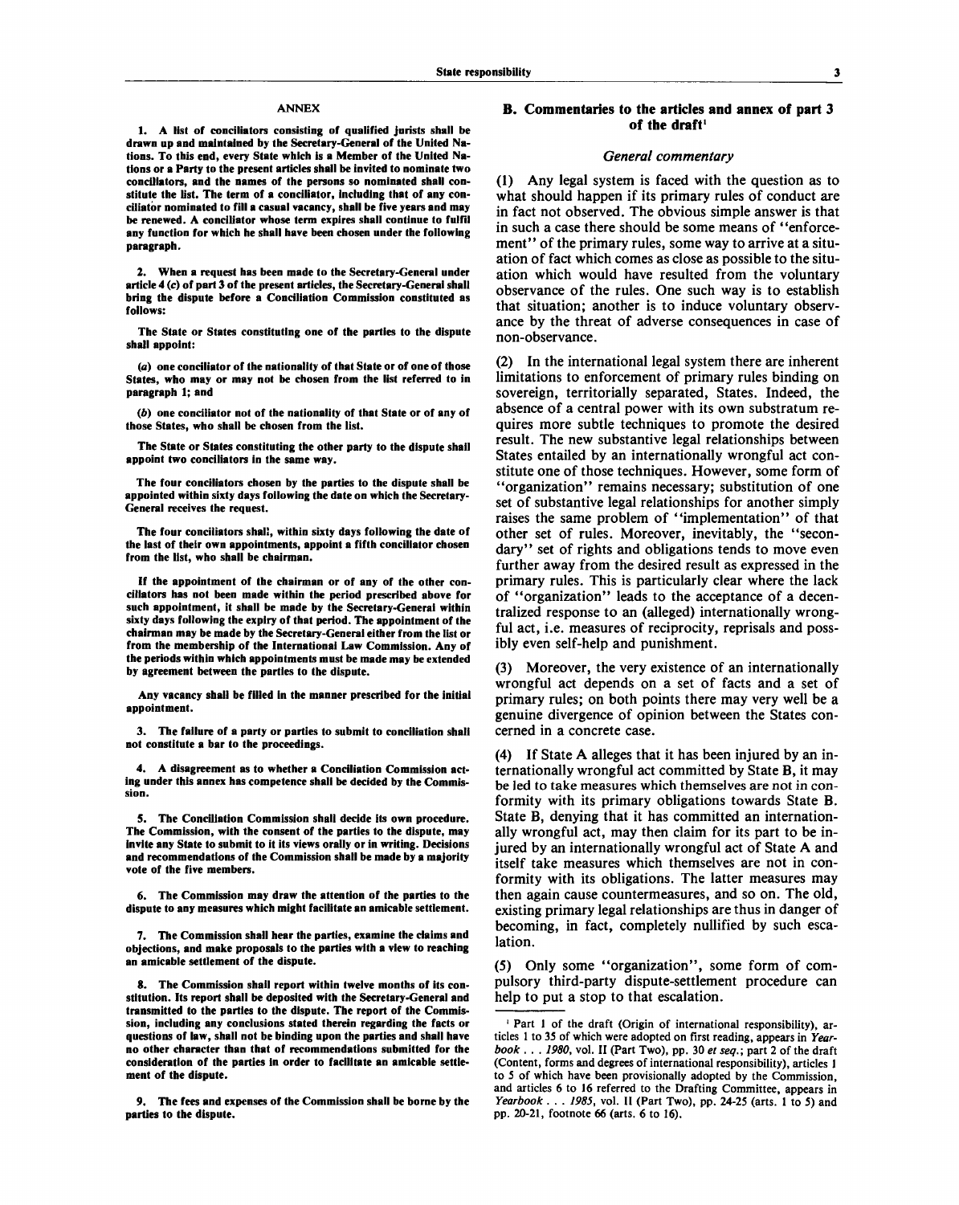## ANNEX

**1. A list of conciliators consisting of qualified jurists shall be drawn up and maintained by the Secretary-General of the United Nations. To this end, every State which is a Member of the United Nations or a Party to the present articles shall be invited to nominate two conciliators, and the names of the persons so nominated shall constitute the list. The term of a conciliator, including that of any conciliator nominated to fill a casual vacancy, shall be five years and may be renewed. A conciliator whose term expires shall continue to fulfil any function for which he shall have been chosen under the following paragraph.**

**2. When a request has been made to the Secretary-General under article 4 (*c*) of part 3 of the present articles, the Secretary-General shall bring the dispute before a Conciliation Commission constituted as follows:**

**The State or States constituting one of the parties to the dispute shall appoint:**

**(*a*) one conciliator of the nationality of that State or of one of those States, who may or may not be chosen from the list referred to in paragraph 1; and**

**(*b*) one conciliator not of the nationality of that State or of any of those States, who shall be chosen from the list.**

**The State or States constituting the other party to the dispute shall appoint two conciliators in the same way.**

**The four conciliators chosen by the parties to the dispute shall be appointed within sixty days following the date on which the Secretary-General receives the request.**

**The four conciliators shall, within sixty days following the date of the last of their own appointments, appoint a fifth conciliator chosen from the list, who shall be chairman.**

**If the appointment of the chairman or of any of the other conciliators has not been made within the period prescribed above for such appointment, it shall be made by the Secretary-General within sixty days following the expiry of that period. The appointment of the chairman may be made by the Secretary-General either from the list or from the membership of the International Law Commission. Any of the periods within which appointments must be made may be extended by agreement between the parties to the dispute.**

**Any vacancy shall be filled in the manner prescribed for the initial appointment.**

**3. The failure of a party or parties to submit to conciliation shall not constitute a bar to the proceedings.**

**4. A disagreement as to whether a Conciliation Commission acting under this annex has competence shall be decided by the Commission.**

**5. The Conciliation Commission shall decide its own procedure. The Commission, with the consent of the parties to the dispute, may invite any State to submit to it its views orally or in writing. Decisions and recommendations of the Commission shall be made by a majority vote of the five members.**

**6. The Commission may draw the attention of the parties to the dispute to any measures which might facilitate an amicable settlement.**

**7. The Commission shall hear the parties, examine the claims and objections, and make proposals to the parties with a view to reaching an amicable settlement of the dispute.**

**8. The Commission shall report within twelve months of its constitution. Its report shall be deposited with the Secretary-General and transmitted to the parties to the dispute. The report of the Commission, including any conclusions stated therein regarding the facts or questions of law, shall not be binding upon the parties and shall have no other character than that of recommendations submitted for the consideration of the parties in order to facilitate an amicable settlement of the dispute.**

**9. The fees and expenses of the Commission shall be borne by the parties to the dispute.**

## B. Commentaries to the articles and annex of part 3 of the draft[1]

### *General commentary*

(1) Any legal system is faced with the question as to what should happen if its primary rules of conduct are in fact not observed. The obvious simple answer is that in such a case there should be some means of "enforcement" of the primary rules, some way to arrive at a situation of fact which comes as close as possible to the situation which would have resulted from the voluntary observance of the rules. One such way is to establish that situation; another is to induce voluntary observance by the threat of adverse consequences in case of non-observance.

(2) In the international legal system there are inherent limitations to enforcement of primary rules binding on sovereign, territorially separated, States. Indeed, the absence of a central power with its own substratum requires more subtle techniques to promote the desired result. The new substantive legal relationships between States entailed by an internationally wrongful act constitute one of those techniques. However, some form of "organization" remains necessary; substitution of one set of substantive legal relationships for another simply raises the same problem of "implementation" of that other set of rules. Moreover, inevitably, the "secondary" set of rights and obligations tends to move even further away from the desired result as expressed in the primary rules. This is particularly clear where the lack of "organization" leads to the acceptance of a decentralized response to an (alleged) internationally wrongful act, i.e. measures of reciprocity, reprisals and possibly even self-help and punishment.

(3) Moreover, the very existence of an internationally wrongful act depends on a set of facts and a set of primary rules; on both points there may very well be a genuine divergence of opinion between the States concerned in a concrete case.

(4) If State A alleges that it has been injured by an internationally wrongful act committed by State B, it may be led to take measures which themselves are not in conformity with its primary obligations towards State B. State B, denying that it has committed an internationally wrongful act, may then claim for its part to be injured by an internationally wrongful act of State A and itself take measures which themselves are not in conformity with its obligations. The latter measures may then again cause countermeasures, and so on. The old, existing primary legal relationships are thus in danger of becoming, in fact, completely nullified by such escalation.

(5) Only some "organization", some form of compulsory third-party dispute-settlement procedure can help to put a stop to that escalation.

---

[1] Part 1 of the draft (Origin of international responsibility), articles 1 to 35 of which were adopted on first reading, appears in *Yearbook . . . 1980*, vol. II (Part Two), pp. 30 *et seq.*; part 2 of the draft (Content, forms and degrees of international responsibility), articles 1 to 5 of which have been provisionally adopted by the Commission, and articles 6 to 16 referred to the Drafting Committee, appears in *Yearbook . . . 1985*, vol. II (Part Two), pp. 24-25 (arts. 1 to 5) and pp. 20-21, footnote 66 (arts. 6 to 16).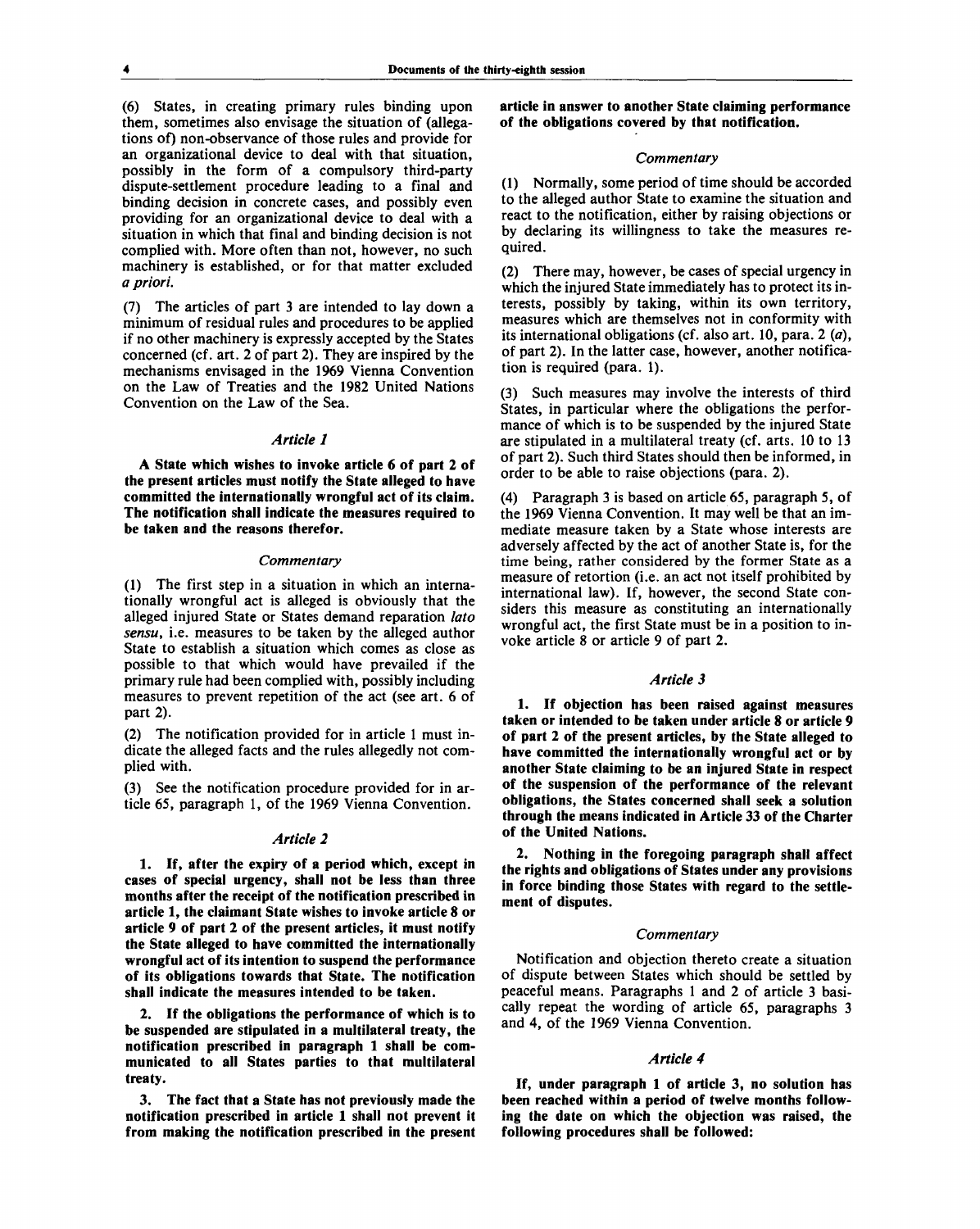(6) States, in creating primary rules binding upon them, sometimes also envisage the situation of (allegations of) non-observance of those rules and provide for an organizational device to deal with that situation, possibly in the form of a compulsory third-party dispute-settlement procedure leading to a final and binding decision in concrete cases, and possibly even providing for an organizational device to deal with a situation in which that final and binding decision is not complied with. More often than not, however, no such machinery is established, or for that matter excluded *a priori.*

(7) The articles of part 3 are intended to lay down a minimum of residual rules and procedures to be applied if no other machinery is expressly accepted by the States concerned (cf. art. 2 of part 2). They are inspired by the mechanisms envisaged in the 1969 Vienna Convention on the Law of Treaties and the 1982 United Nations Convention on the Law of the Sea.

### *Article 1*

**A State which wishes to invoke article 6 of part 2 of the present articles must notify the State alleged to have committed the internationally wrongful act of its claim. The notification shall indicate the measures required to be taken and the reasons therefor.**

#### *Commentary*

(1) The first step in a situation in which an internationally wrongful act is alleged is obviously that the alleged injured State or States demand reparation *lato sensu,* i.e. measures to be taken by the alleged author State to establish a situation which comes as close as possible to that which would have prevailed if the primary rule had been complied with, possibly including measures to prevent repetition of the act (see art. 6 of part 2).

(2) The notification provided for in article 1 must indicate the alleged facts and the rules allegedly not complied with.

(3) See the notification procedure provided for in article 65, paragraph 1, of the 1969 Vienna Convention.

### *Article 2*

**1. If, after the expiry of a period which, except in cases of special urgency, shall not be less than three months after the receipt of the notification prescribed in article 1, the claimant State wishes to invoke article 8 or article 9 of part 2 of the present articles, it must notify the State alleged to have committed the internationally wrongful act of its intention to suspend the performance of its obligations towards that State. The notification shall indicate the measures intended to be taken.**

**2. If the obligations the performance of which is to be suspended are stipulated in a multilateral treaty, the notification prescribed in paragraph 1 shall be communicated to all States parties to that multilateral treaty.**

**3. The fact that a State has not previously made the notification prescribed in article 1 shall not prevent it from making the notification prescribed in the present article in answer to another State claiming performance of the obligations covered by that notification.**

#### *Commentary*

(1) Normally, some period of time should be accorded to the alleged author State to examine the situation and react to the notification, either by raising objections or by declaring its willingness to take the measures required.

(2) There may, however, be cases of special urgency in which the injured State immediately has to protect its interests, possibly by taking, within its own territory, measures which are themselves not in conformity with its international obligations (cf. also art. 10, para. 2 (*a*), of part 2). In the latter case, however, another notification is required (para. 1).

(3) Such measures may involve the interests of third States, in particular where the obligations the performance of which is to be suspended by the injured State are stipulated in a multilateral treaty (cf. arts. 10 to 13 of part 2). Such third States should then be informed, in order to be able to raise objections (para. 2).

(4) Paragraph 3 is based on article 65, paragraph 5, of the 1969 Vienna Convention. It may well be that an immediate measure taken by a State whose interests are adversely affected by the act of another State is, for the time being, rather considered by the former State as a measure of retortion (i.e. an act not itself prohibited by international law). If, however, the second State considers this measure as constituting an internationally wrongful act, the first State must be in a position to invoke article 8 or article 9 of part 2.

### *Article 3*

**1. If objection has been raised against measures taken or intended to be taken under article 8 or article 9 of part 2 of the present articles, by the State alleged to have committed the internationally wrongful act or by another State claiming to be an injured State in respect of the suspension of the performance of the relevant obligations, the States concerned shall seek a solution through the means indicated in Article 33 of the Charter of the United Nations.**

**2. Nothing in the foregoing paragraph shall affect the rights and obligations of States under any provisions in force binding those States with regard to the settlement of disputes.**

#### *Commentary*

Notification and objection thereto create a situation of dispute between States which should be settled by peaceful means. Paragraphs 1 and 2 of article 3 basically repeat the wording of article 65, paragraphs 3 and 4, of the 1969 Vienna Convention.

### *Article 4*

**If, under paragraph 1 of article 3, no solution has been reached within a period of twelve months following the date on which the objection was raised, the following procedures shall be followed:**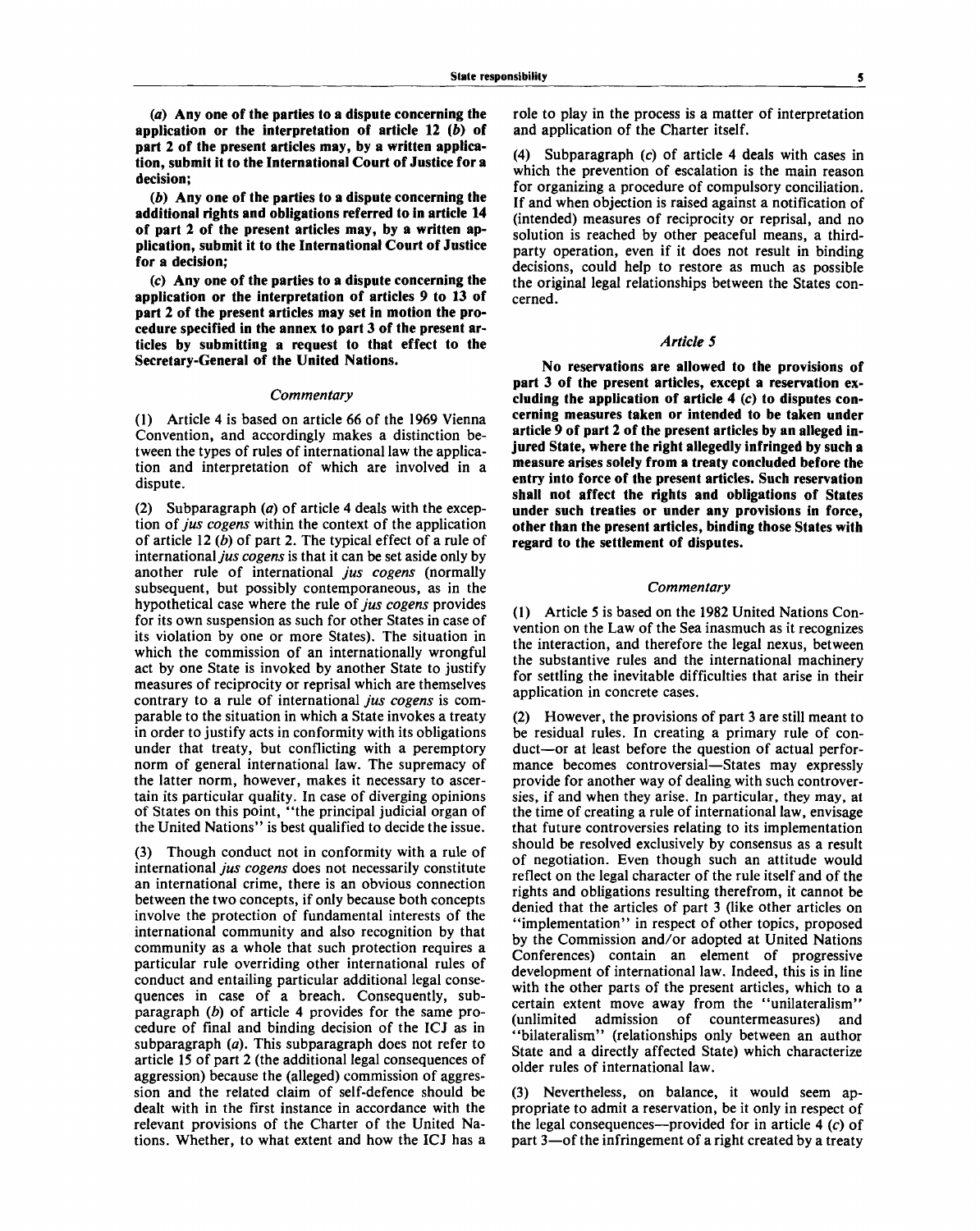**(*a*) Any one of the parties to a dispute concerning the application or the interpretation of article 12 (*b*) of part 2 of the present articles may, by a written application, submit it to the International Court of Justice for a decision;**

**(*b*) Any one of the parties to a dispute concerning the additional rights and obligations referred to in article 14 of part 2 of the present articles may, by a written application, submit it to the International Court of Justice for a decision;**

**(*c*) Any one of the parties to a dispute concerning the application or the interpretation of articles 9 to 13 of part 2 of the present articles may set in motion the procedure specified in the annex to part 3 of the present articles by submitting a request to that effect to the Secretary-General of the United Nations.**

*Commentary*

(1) Article 4 is based on article 66 of the 1969 Vienna Convention, and accordingly makes a distinction between the types of rules of international law the application and interpretation of which are involved in a dispute.

(2) Subparagraph (*a*) of article 4 deals with the exception of *jus cogens* within the context of the application of article 12 (*b*) of part 2. The typical effect of a rule of international *jus cogens* is that it can be set aside only by another rule of international *jus cogens* (normally subsequent, but possibly contemporaneous, as in the hypothetical case where the rule of *jus cogens* provides for its own suspension as such for other States in case of its violation by one or more States). The situation in which the commission of an internationally wrongful act by one State is invoked by another State to justify measures of reciprocity or reprisal which are themselves contrary to a rule of international *jus cogens* is comparable to the situation in which a State invokes a treaty in order to justify acts in conformity with its obligations under that treaty, but conflicting with a peremptory norm of general international law. The supremacy of the latter norm, however, makes it necessary to ascertain its particular quality. In case of diverging opinions of States on this point, "the principal judicial organ of the United Nations" is best qualified to decide the issue.

(3) Though conduct not in conformity with a rule of international *jus cogens* does not necessarily constitute an international crime, there is an obvious connection between the two concepts, if only because both concepts involve the protection of fundamental interests of the international community and also recognition by that community as a whole that such protection requires a particular rule overriding other international rules of conduct and entailing particular additional legal consequences in case of a breach. Consequently, subparagraph (*b*) of article 4 provides for the same procedure of final and binding decision of the ICJ as in subparagraph (*a*). This subparagraph does not refer to article 15 of part 2 (the additional legal consequences of aggression) because the (alleged) commission of aggression and the related claim of self-defence should be dealt with in the first instance in accordance with the relevant provisions of the Charter of the United Nations. Whether, to what extent and how the ICJ has a role to play in the process is a matter of interpretation and application of the Charter itself.

(4) Subparagraph (*c*) of article 4 deals with cases in which the prevention of escalation is the main reason for organizing a procedure of compulsory conciliation. If and when objection is raised against a notification of (intended) measures of reciprocity or reprisal, and no solution is reached by other peaceful means, a third-party operation, even if it does not result in binding decisions, could help to restore as much as possible the original legal relationships between the States concerned.

### *Article 5*

**No reservations are allowed to the provisions of part 3 of the present articles, except a reservation excluding the application of article 4 (*c*) to disputes concerning measures taken or intended to be taken under article 9 of part 2 of the present articles by an alleged injured State, where the right allegedly infringed by such a measure arises solely from a treaty concluded before the entry into force of the present articles. Such reservation shall not affect the rights and obligations of States under such treaties or under any provisions in force, other than the present articles, binding those States with regard to the settlement of disputes.**

*Commentary*

(1) Article 5 is based on the 1982 United Nations Convention on the Law of the Sea inasmuch as it recognizes the interaction, and therefore the legal nexus, between the substantive rules and the international machinery for settling the inevitable difficulties that arise in their application in concrete cases.

(2) However, the provisions of part 3 are still meant to be residual rules. In creating a primary rule of conduct—or at least before the question of actual performance becomes controversial—States may expressly provide for another way of dealing with such controversies, if and when they arise. In particular, they may, at the time of creating a rule of international law, envisage that future controversies relating to its implementation should be resolved exclusively by consensus as a result of negotiation. Even though such an attitude would reflect on the legal character of the rule itself and of the rights and obligations resulting therefrom, it cannot be denied that the articles of part 3 (like other articles on "implementation" in respect of other topics, proposed by the Commission and/or adopted at United Nations Conferences) contain an element of progressive development of international law. Indeed, this is in line with the other parts of the present articles, which to a certain extent move away from the "unilateralism" (unlimited admission of countermeasures) and "bilateralism" (relationships only between an author State and a directly affected State) which characterize older rules of international law.

(3) Nevertheless, on balance, it would seem appropriate to admit a reservation, be it only in respect of the legal consequences—provided for in article 4 (*c*) of part 3—of the infringement of a right created by a treaty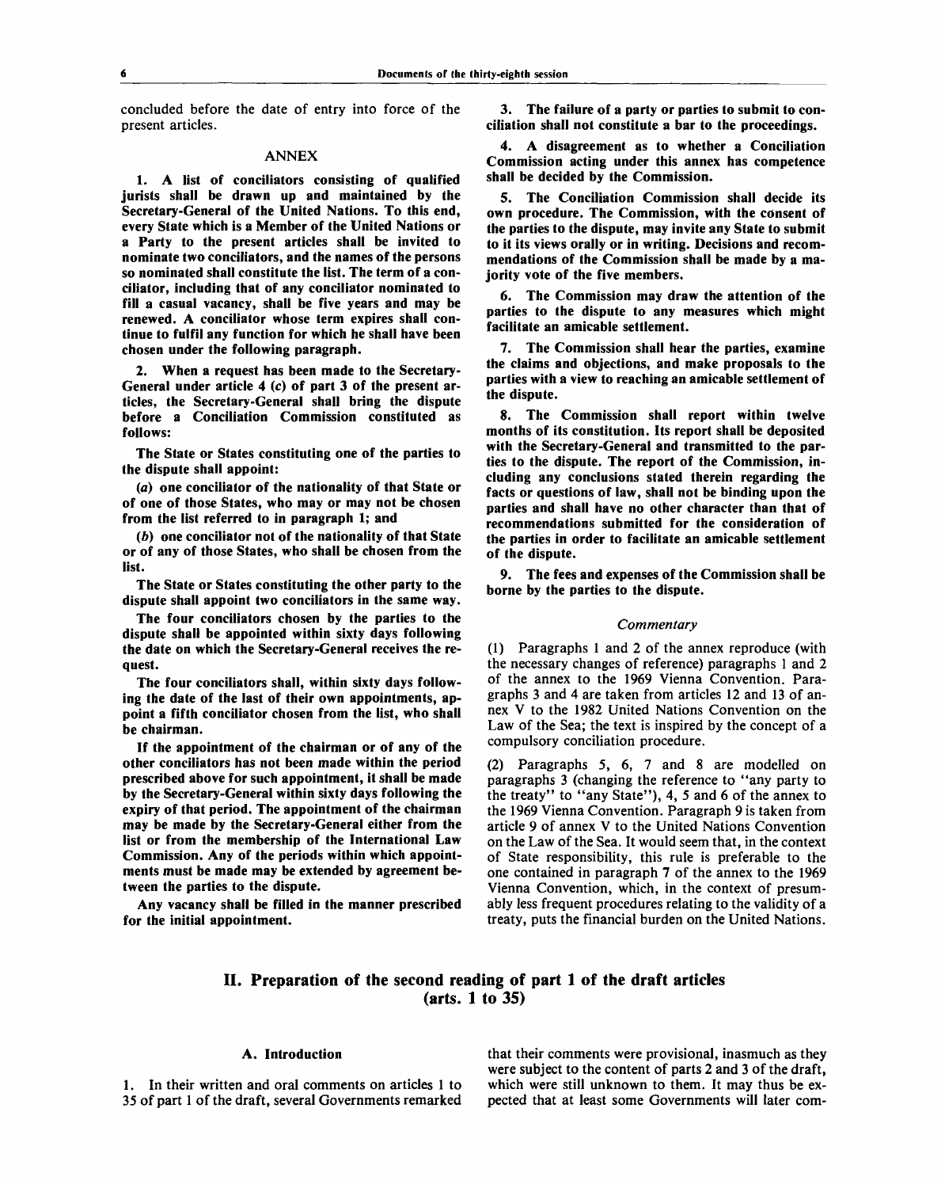concluded before the date of entry into force of the present articles.

### ANNEX

**1. A list of conciliators consisting of qualified jurists shall be drawn up and maintained by the Secretary-General of the United Nations. To this end, every State which is a Member of the United Nations or a Party to the present articles shall be invited to nominate two conciliators, and the names of the persons so nominated shall constitute the list. The term of a conciliator, including that of any conciliator nominated to fill a casual vacancy, shall be five years and may be renewed. A conciliator whose term expires shall continue to fulfil any function for which he shall have been chosen under the following paragraph.**

**2. When a request has been made to the Secretary-General under article 4 (*c*) of part 3 of the present articles, the Secretary-General shall bring the dispute before a Conciliation Commission constituted as follows:**

**The State or States constituting one of the parties to the dispute shall appoint:**

**(*a*) one conciliator of the nationality of that State or of one of those States, who may or may not be chosen from the list referred to in paragraph 1; and**

**(*b*) one conciliator not of the nationality of that State or of any of those States, who shall be chosen from the list.**

**The State or States constituting the other party to the dispute shall appoint two conciliators in the same way.**

**The four conciliators chosen by the parties to the dispute shall be appointed within sixty days following the date on which the Secretary-General receives the request.**

**The four conciliators shall, within sixty days following the date of the last of their own appointments, appoint a fifth conciliator chosen from the list, who shall be chairman.**

**If the appointment of the chairman or of any of the other conciliators has not been made within the period prescribed above for such appointment, it shall be made by the Secretary-General within sixty days following the expiry of that period. The appointment of the chairman may be made by the Secretary-General either from the list or from the membership of the International Law Commission. Any of the periods within which appointments must be made may be extended by agreement between the parties to the dispute.**

**Any vacancy shall be filled in the manner prescribed for the initial appointment.**

**3. The failure of a party or parties to submit to conciliation shall not constitute a bar to the proceedings.**

**4. A disagreement as to whether a Conciliation Commission acting under this annex has competence shall be decided by the Commission.**

**5. The Conciliation Commission shall decide its own procedure. The Commission, with the consent of the parties to the dispute, may invite any State to submit to it its views orally or in writing. Decisions and recommendations of the Commission shall be made by a majority vote of the five members.**

**6. The Commission may draw the attention of the parties to the dispute to any measures which might facilitate an amicable settlement.**

**7. The Commission shall hear the parties, examine the claims and objections, and make proposals to the parties with a view to reaching an amicable settlement of the dispute.**

**8. The Commission shall report within twelve months of its constitution. Its report shall be deposited with the Secretary-General and transmitted to the parties to the dispute. The report of the Commission, including any conclusions stated therein regarding the facts or questions of law, shall not be binding upon the parties and shall have no other character than that of recommendations submitted for the consideration of the parties in order to facilitate an amicable settlement of the dispute.**

**9. The fees and expenses of the Commission shall be borne by the parties to the dispute.**

*Commentary*

(1) Paragraphs 1 and 2 of the annex reproduce (with the necessary changes of reference) paragraphs 1 and 2 of the annex to the 1969 Vienna Convention. Paragraphs 3 and 4 are taken from articles 12 and 13 of annex V to the 1982 United Nations Convention on the Law of the Sea; the text is inspired by the concept of a compulsory conciliation procedure.

(2) Paragraphs 5, 6, 7 and 8 are modelled on paragraphs 3 (changing the reference to "any party to the treaty" to "any State"), 4, 5 and 6 of the annex to the 1969 Vienna Convention. Paragraph 9 is taken from article 9 of annex V to the United Nations Convention on the Law of the Sea. It would seem that, in the context of State responsibility, this rule is preferable to the one contained in paragraph 7 of the annex to the 1969 Vienna Convention, which, in the context of presumably less frequent procedures relating to the validity of a treaty, puts the financial burden on the United Nations.

## II. Preparation of the second reading of part 1 of the draft articles (arts. 1 to 35)

### A. Introduction

1. In their written and oral comments on articles 1 to 35 of part 1 of the draft, several Governments remarked that their comments were provisional, inasmuch as they were subject to the content of parts 2 and 3 of the draft, which were still unknown to them. It may thus be expected that at least some Governments will later com-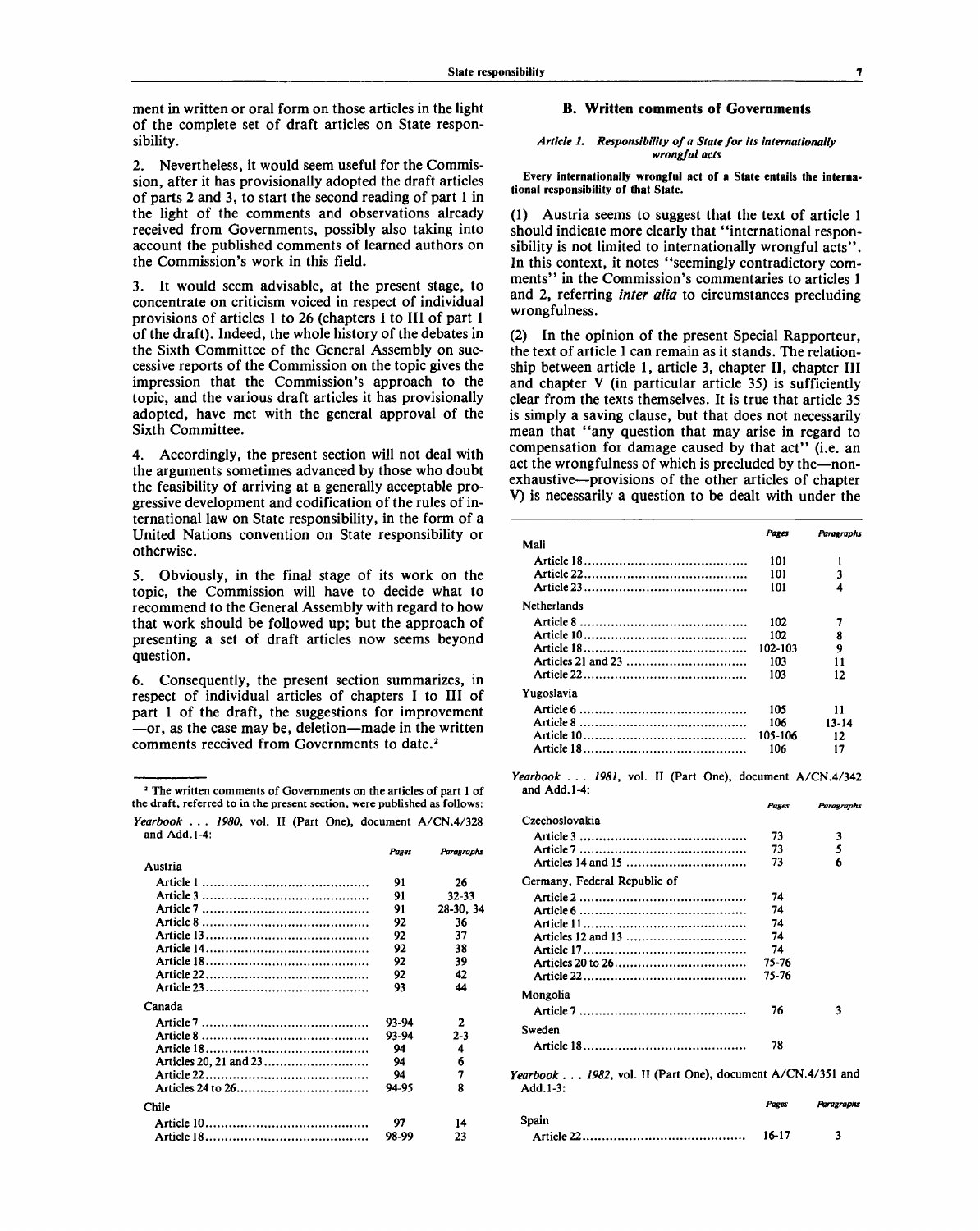ment in written or oral form on those articles in the light of the complete set of draft articles on State responsibility.

2. Nevertheless, it would seem useful for the Commission, after it has provisionally adopted the draft articles of parts 2 and 3, to start the second reading of part 1 in the light of the comments and observations already received from Governments, possibly also taking into account the published comments of learned authors on the Commission's work in this field.

3. It would seem advisable, at the present stage, to concentrate on criticism voiced in respect of individual provisions of articles 1 to 26 (chapters I to III of part 1 of the draft). Indeed, the whole history of the debates in the Sixth Committee of the General Assembly on successive reports of the Commission on the topic gives the impression that the Commission's approach to the topic, and the various draft articles it has provisionally adopted, have met with the general approval of the Sixth Committee.

4. Accordingly, the present section will not deal with the arguments sometimes advanced by those who doubt the feasibility of arriving at a generally acceptable progressive development and codification of the rules of international law on State responsibility, in the form of a United Nations convention on State responsibility or otherwise.

5. Obviously, in the final stage of its work on the topic, the Commission will have to decide what to recommend to the General Assembly with regard to how that work should be followed up; but the approach of presenting a set of draft articles now seems beyond question.

6. Consequently, the present section summarizes, in respect of individual articles of chapters I to III of part 1 of the draft, the suggestions for improvement —or, as the case may be, deletion—made in the written comments received from Governments to date.[2]

## B. Written comments of Governments

*Article 1. Responsibility of a State for its internationally wrongful acts*

**Every internationally wrongful act of a State entails the international responsibility of that State.**

(1) Austria seems to suggest that the text of article 1 should indicate more clearly that "international responsibility is not limited to internationally wrongful acts". In this context, it notes "seemingly contradictory comments" in the Commission's commentaries to articles 1 and 2, referring *inter alia* to circumstances precluding wrongfulness.

(2) In the opinion of the present Special Rapporteur, the text of article 1 can remain as it stands. The relationship between article 1, article 3, chapter II, chapter III and chapter V (in particular article 35) is sufficiently clear from the texts themselves. It is true that article 35 is simply a saving clause, but that does not necessarily mean that "any question that may arise in regard to compensation for damage caused by that act" (i.e. an act the wrongfulness of which is precluded by the—non-exhaustive—provisions of the other articles of chapter V) is necessarily a question to be dealt with under the

---

[2] The written comments of Governments on the articles of part 1 of the draft, referred to in the present section, were published as follows:

*Yearbook . . . 1980*, vol. II (Part One), document A/CN.4/328 and Add.1-4:

| | *Pages* | *Paragraphs* |
|---|---|---|
| Austria | | |
| Article 1 | 91 | 26 |
| Article 3 | 91 | 32-33 |
| Article 7 | 91 | 28-30, 34 |
| Article 8 | 92 | 36 |
| Article 13 | 92 | 37 |
| Article 14 | 92 | 38 |
| Article 18 | 92 | 39 |
| Article 22 | 92 | 42 |
| Article 23 | 93 | 44 |
| Canada | | |
| Article 7 | 93-94 | 2 |
| Article 8 | 93-94 | 2-3 |
| Article 18 | 94 | 4 |
| Articles 20, 21 and 23 | 94 | 6 |
| Article 22 | 94 | 7 |
| Articles 24 to 26 | 94-95 | 8 |
| Chile | | |
| Article 10 | 97 | 14 |
| Article 18 | 98-99 | 23 |
| Mali | | |
| Article 18 | 101 | 1 |
| Article 22 | 101 | 3 |
| Article 23 | 101 | 4 |
| Netherlands | | |
| Article 8 | 102 | 7 |
| Article 10 | 102 | 8 |
| Article 18 | 102-103 | 9 |
| Articles 21 and 23 | 103 | 11 |
| Article 22 | 103 | 12 |
| Yugoslavia | | |
| Article 6 | 105 | 11 |
| Article 8 | 106 | 13-14 |
| Article 10 | 105-106 | 12 |
| Article 18 | 106 | 17 |

*Yearbook . . . 1981*, vol. II (Part One), document A/CN.4/342 and Add.1-4:

| | *Pages* | *Paragraphs* |
|---|---|---|
| Czechoslovakia | | |
| Article 3 | 73 | 3 |
| Article 7 | 73 | 5 |
| Articles 14 and 15 | 73 | 6 |
| Germany, Federal Republic of | | |
| Article 2 | 74 | |
| Article 6 | 74 | |
| Article 11 | 74 | |
| Articles 12 and 13 | 74 | |
| Article 17 | 74 | |
| Articles 20 to 26 | 75-76 | |
| Article 22 | 75-76 | |
| Mongolia | | |
| Article 7 | 76 | 3 |
| Sweden | | |
| Article 18 | 78 | |

*Yearbook . . . 1982*, vol. II (Part One), document A/CN.4/351 and Add.1-3:

| | *Pages* | *Paragraphs* |
|---|---|---|
| Spain | | |
| Article 22 | 16-17 | 3 |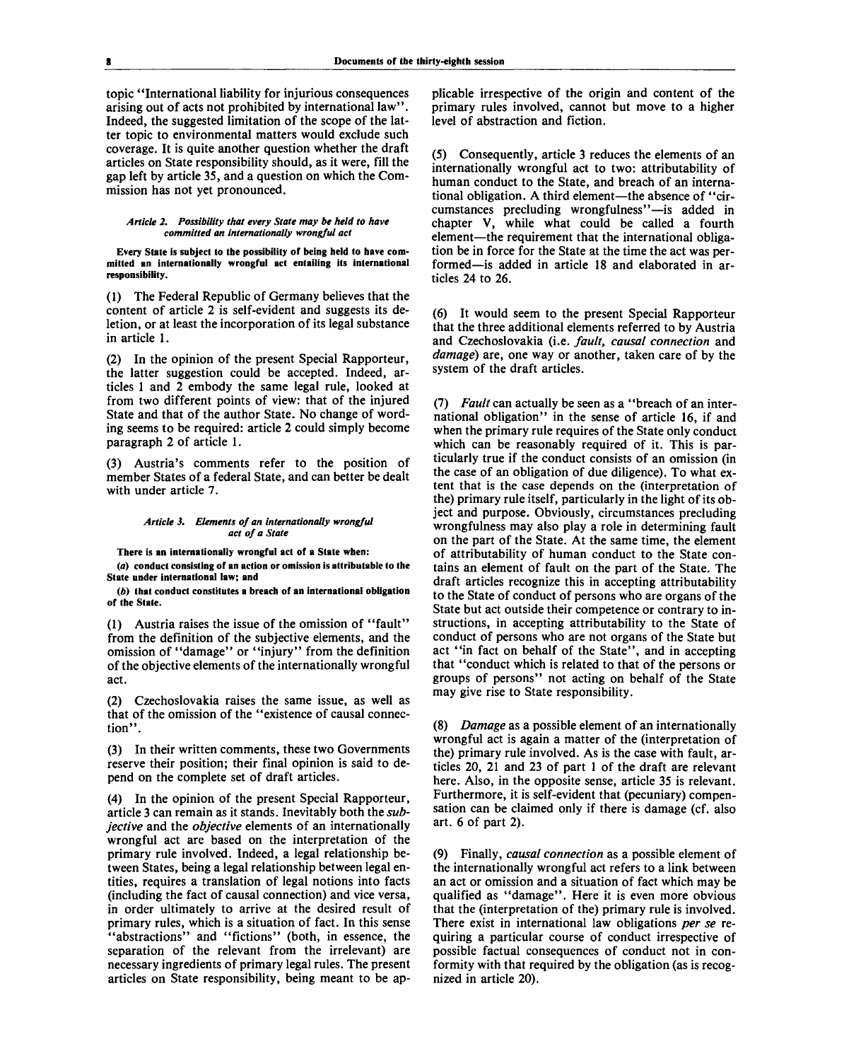topic "International liability for injurious consequences arising out of acts not prohibited by international law". Indeed, the suggested limitation of the scope of the latter topic to environmental matters would exclude such coverage. It is quite another question whether the draft articles on State responsibility should, as it were, fill the gap left by article 35, and a question on which the Commission has not yet pronounced.

###### *Article 2. Possibility that every State may be held to have committed an internationally wrongful act*

**Every State is subject to the possibility of being held to have committed an internationally wrongful act entailing its international responsibility.**

(1) The Federal Republic of Germany believes that the content of article 2 is self-evident and suggests its deletion, or at least the incorporation of its legal substance in article 1.

(2) In the opinion of the present Special Rapporteur, the latter suggestion could be accepted. Indeed, articles 1 and 2 embody the same legal rule, looked at from two different points of view: that of the injured State and that of the author State. No change of wording seems to be required: article 2 could simply become paragraph 2 of article 1.

(3) Austria's comments refer to the position of member States of a federal State, and can better be dealt with under article 7.

###### *Article 3. Elements of an internationally wrongful act of a State*

**There is an internationally wrongful act of a State when:**

**(*a*) conduct consisting of an action or omission is attributable to the State under international law; and**

**(*b*) that conduct constitutes a breach of an international obligation of the State.**

(1) Austria raises the issue of the omission of "fault" from the definition of the subjective elements, and the omission of "damage" or "injury" from the definition of the objective elements of the internationally wrongful act.

(2) Czechoslovakia raises the same issue, as well as that of the omission of the "existence of causal connection".

(3) In their written comments, these two Governments reserve their position; their final opinion is said to depend on the complete set of draft articles.

(4) In the opinion of the present Special Rapporteur, article 3 can remain as it stands. Inevitably both the *subjective* and the *objective* elements of an internationally wrongful act are based on the interpretation of the primary rule involved. Indeed, a legal relationship between States, being a legal relationship between legal entities, requires a translation of legal notions into facts (including the fact of causal connection) and vice versa, in order ultimately to arrive at the desired result of primary rules, which is a situation of fact. In this sense "abstractions" and "fictions" (both, in essence, the separation of the relevant from the irrelevant) are necessary ingredients of primary legal rules. The present articles on State responsibility, being meant to be applicable irrespective of the origin and content of the primary rules involved, cannot but move to a higher level of abstraction and fiction.

(5) Consequently, article 3 reduces the elements of an internationally wrongful act to two: attributability of human conduct to the State, and breach of an international obligation. A third element—the absence of "circumstances precluding wrongfulness"—is added in chapter V, while what could be called a fourth element—the requirement that the international obligation be in force for the State at the time the act was performed—is added in article 18 and elaborated in articles 24 to 26.

(6) It would seem to the present Special Rapporteur that the three additional elements referred to by Austria and Czechoslovakia (i.e. *fault, causal connection* and *damage*) are, one way or another, taken care of by the system of the draft articles.

(7) *Fault* can actually be seen as a "breach of an international obligation" in the sense of article 16, if and when the primary rule requires of the State only conduct which can be reasonably required of it. This is particularly true if the conduct consists of an omission (in the case of an obligation of due diligence). To what extent that is the case depends on the (interpretation of the) primary rule itself, particularly in the light of its object and purpose. Obviously, circumstances precluding wrongfulness may also play a role in determining fault on the part of the State. At the same time, the element of attributability of human conduct to the State contains an element of fault on the part of the State. The draft articles recognize this in accepting attributability to the State of conduct of persons who are organs of the State but act outside their competence or contrary to instructions, in accepting attributability to the State of conduct of persons who are not organs of the State but act "in fact on behalf of the State", and in accepting that "conduct which is related to that of the persons or groups of persons" not acting on behalf of the State may give rise to State responsibility.

(8) *Damage* as a possible element of an internationally wrongful act is again a matter of the (interpretation of the) primary rule involved. As is the case with fault, articles 20, 21 and 23 of part 1 of the draft are relevant here. Also, in the opposite sense, article 35 is relevant. Furthermore, it is self-evident that (pecuniary) compensation can be claimed only if there is damage (cf. also art. 6 of part 2).

(9) Finally, *causal connection* as a possible element of the internationally wrongful act refers to a link between an act or omission and a situation of fact which may be qualified as "damage". Here it is even more obvious that the (interpretation of the) primary rule is involved. There exist in international law obligations *per se* requiring a particular course of conduct irrespective of possible factual consequences of conduct not in conformity with that required by the obligation (as is recognized in article 20).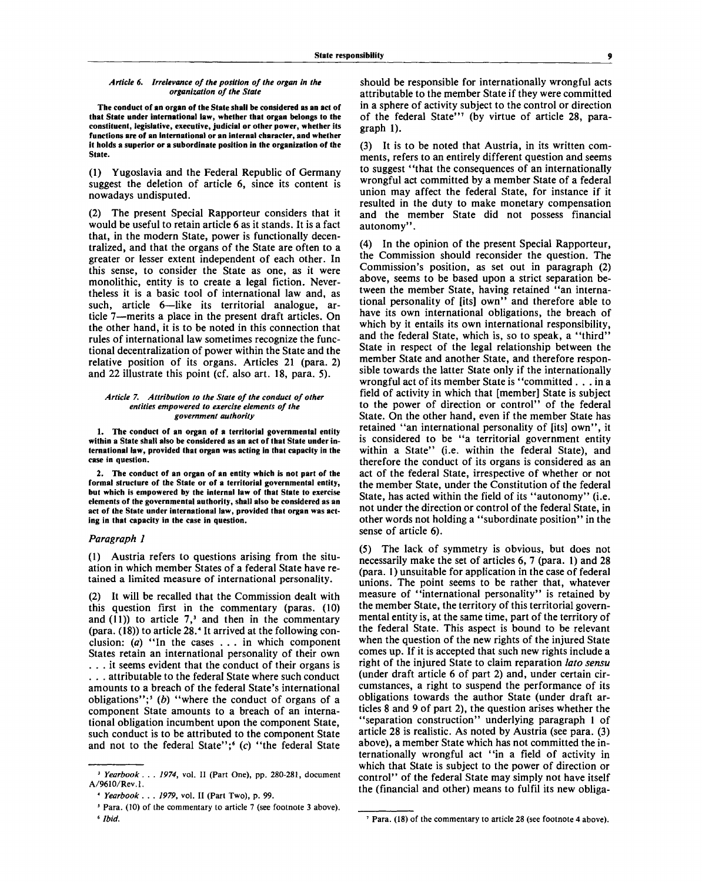### *Article 6. Irrelevance of the position of the organ in the organization of the State*

**The conduct of an organ of the State shall be considered as an act of that State under international law, whether that organ belongs to the constituent, legislative, executive, judicial or other power, whether its functions are of an international or an internal character, and whether it holds a superior or a subordinate position in the organization of the State.**

(1) Yugoslavia and the Federal Republic of Germany suggest the deletion of article 6, since its content is nowadays undisputed.

(2) The present Special Rapporteur considers that it would be useful to retain article 6 as it stands. It is a fact that, in the modern State, power is functionally decentralized, and that the organs of the State are often to a greater or lesser extent independent of each other. In this sense, to consider the State as one, as it were monolithic, entity is to create a legal fiction. Nevertheless it is a basic tool of international law and, as such, article 6—like its territorial analogue, article 7—merits a place in the present draft articles. On the other hand, it is to be noted in this connection that rules of international law sometimes recognize the functional decentralization of power within the State and the relative position of its organs. Articles 21 (para. 2) and 22 illustrate this point (cf. also art. 18, para. 5).

### *Article 7. Attribution to the State of the conduct of other entities empowered to exercise elements of the government authority*

**1. The conduct of an organ of a territorial governmental entity within a State shall also be considered as an act of that State under international law, provided that organ was acting in that capacity in the case in question.**

**2. The conduct of an organ of an entity which is not part of the formal structure of the State or of a territorial governmental entity, but which is empowered by the internal law of that State to exercise elements of the governmental authority, shall also be considered as an act of the State under international law, provided that organ was acting in that capacity in the case in question.**

#### *Paragraph 1*

(1) Austria refers to questions arising from the situation in which member States of a federal State have retained a limited measure of international personality.

(2) It will be recalled that the Commission dealt with this question first in the commentary (paras. (10) and (11)) to article 7,[3] and then in the commentary (para. (18)) to article 28.[4] It arrived at the following conclusion: (*a*) "In the cases . . . in which component States retain an international personality of their own . . . it seems evident that the conduct of their organs is . . . attributable to the federal State where such conduct amounts to a breach of the federal State's international obligations";[5] (*b*) "where the conduct of organs of a component State amounts to a breach of an international obligation incumbent upon the component State, such conduct is to be attributed to the component State and not to the federal State";[6] (*c*) "the federal State should be responsible for internationally wrongful acts attributable to the member State if they were committed in a sphere of activity subject to the control or direction of the federal State"[7] (by virtue of article 28, paragraph 1).

(3) It is to be noted that Austria, in its written comments, refers to an entirely different question and seems to suggest "that the consequences of an internationally wrongful act committed by a member State of a federal union may affect the federal State, for instance if it resulted in the duty to make monetary compensation and the member State did not possess financial autonomy".

(4) In the opinion of the present Special Rapporteur, the Commission should reconsider the question. The Commission's position, as set out in paragraph (2) above, seems to be based upon a strict separation between the member State, having retained "an international personality of [its] own" and therefore able to have its own international obligations, the breach of which by it entails its own international responsibility, and the federal State, which is, so to speak, a "third" State in respect of the legal relationship between the member State and another State, and therefore responsible towards the latter State only if the internationally wrongful act of its member State is "committed . . . in a field of activity in which that [member] State is subject to the power of direction or control" of the federal State. On the other hand, even if the member State has retained "an international personality of [its] own", it is considered to be "a territorial government entity within a State" (i.e. within the federal State), and therefore the conduct of its organs is considered as an act of the federal State, irrespective of whether or not the member State, under the Constitution of the federal State, has acted within the field of its "autonomy" (i.e. not under the direction or control of the federal State, in other words not holding a "subordinate position" in the sense of article 6).

(5) The lack of symmetry is obvious, but does not necessarily make the set of articles 6, 7 (para. 1) and 28 (para. 1) unsuitable for application in the case of federal unions. The point seems to be rather that, whatever measure of "international personality" is retained by the member State, the territory of this territorial governmental entity is, at the same time, part of the territory of the federal State. This aspect is bound to be relevant when the question of the new rights of the injured State comes up. If it is accepted that such new rights include a right of the injured State to claim reparation *lato sensu* (under draft article 6 of part 2) and, under certain circumstances, a right to suspend the performance of its obligations towards the author State (under draft articles 8 and 9 of part 2), the question arises whether the "separation construction" underlying paragraph 1 of article 28 is realistic. As noted by Austria (see para. (3) above), a member State which has not committed the internationally wrongful act "in a field of activity in which that State is subject to the power of direction or control" of the federal State may simply not have itself the (financial and other) means to fulfil its new obliga-

---

[3] *Yearbook . . . 1974*, vol. II (Part One), pp. 280-281, document A/9610/Rev.1.

[4] *Yearbook . . . 1979*, vol. II (Part Two), p. 99.

[5] Para. (10) of the commentary to article 7 (see footnote 3 above).

[6] *Ibid.*

[7] Para. (18) of the commentary to article 28 (see footnote 4 above).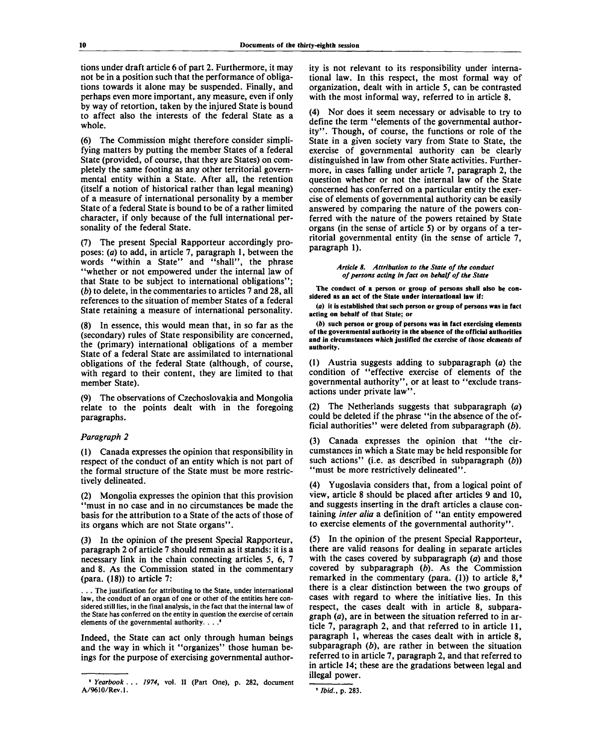tions under draft article 6 of part 2. Furthermore, it may not be in a position such that the performance of obligations towards it alone may be suspended. Finally, and perhaps even more important, any measure, even if only by way of retortion, taken by the injured State is bound to affect also the interests of the federal State as a whole.

(6) The Commission might therefore consider simplifying matters by putting the member States of a federal State (provided, of course, that they are States) on completely the same footing as any other territorial governmental entity within a State. After all, the retention (itself a notion of historical rather than legal meaning) of a measure of international personality by a member State of a federal State is bound to be of a rather limited character, if only because of the full international personality of the federal State.

(7) The present Special Rapporteur accordingly proposes: (*a*) to add, in article 7, paragraph 1, between the words "within a State" and "shall", the phrase "whether or not empowered under the internal law of that State to be subject to international obligations"; (*b*) to delete, in the commentaries to articles 7 and 28, all references to the situation of member States of a federal State retaining a measure of international personality.

(8) In essence, this would mean that, in so far as the (secondary) rules of State responsibility are concerned, the (primary) international obligations of a member State of a federal State are assimilated to international obligations of the federal State (although, of course, with regard to their content, they are limited to that member State).

(9) The observations of Czechoslovakia and Mongolia relate to the points dealt with in the foregoing paragraphs.

*Paragraph 2*

(1) Canada expresses the opinion that responsibility in respect of the conduct of an entity which is not part of the formal structure of the State must be more restrictively delineated.

(2) Mongolia expresses the opinion that this provision "must in no case and in no circumstances be made the basis for the attribution to a State of the acts of those of its organs which are not State organs".

(3) In the opinion of the present Special Rapporteur, paragraph 2 of article 7 should remain as it stands: it is a necessary link in the chain connecting articles 5, 6, 7 and 8. As the Commission stated in the commentary (para. (18)) to article 7:

> . . . The justification for attributing to the State, under international law, the conduct of an organ of one or other of the entities here considered still lies, in the final analysis, in the fact that the internal law of the State has conferred on the entity in question the exercise of certain elements of the governmental authority. . . .[6]

Indeed, the State can act only through human beings and the way in which it "organizes" those human beings for the purpose of exercising governmental authority is not relevant to its responsibility under international law. In this respect, the most formal way of organization, dealt with in article 5, can be contrasted with the most informal way, referred to in article 8.

(4) Nor does it seem necessary or advisable to try to define the term "elements of the governmental authority". Though, of course, the functions or role of the State in a given society vary from State to State, the exercise of governmental authority can be clearly distinguished in law from other State activities. Furthermore, in cases falling under article 7, paragraph 2, the question whether or not the internal law of the State concerned has conferred on a particular entity the exercise of elements of governmental authority can be easily answered by comparing the nature of the powers conferred with the nature of the powers retained by State organs (in the sense of article 5) or by organs of a territorial governmental entity (in the sense of article 7, paragraph 1).

*Article 8. Attribution to the State of the conduct of persons acting in fact on behalf of the State*

**The conduct of a person or group of persons shall also be considered as an act of the State under international law if:**

**(*a*) it is established that such person or group of persons was in fact acting on behalf of that State; or**

**(*b*) such person or group of persons was in fact exercising elements of the governmental authority in the absence of the official authorities and in circumstances which justified the exercise of those elements of authority.**

(1) Austria suggests adding to subparagraph (*a*) the condition of "effective exercise of elements of the governmental authority", or at least to "exclude transactions under private law".

(2) The Netherlands suggests that subparagraph (*a*) could be deleted if the phrase "in the absence of the official authorities" were deleted from subparagraph (*b*).

(3) Canada expresses the opinion that "the circumstances in which a State may be held responsible for such actions" (i.e. as described in subparagraph (*b*)) "must be more restrictively delineated".

(4) Yugoslavia considers that, from a logical point of view, article 8 should be placed after articles 9 and 10, and suggests inserting in the draft articles a clause containing *inter alia* a definition of "an entity empowered to exercise elements of the governmental authority".

(5) In the opinion of the present Special Rapporteur, there are valid reasons for dealing in separate articles with the cases covered by subparagraph (*a*) and those covered by subparagraph (*b*). As the Commission remarked in the commentary (para. (1)) to article 8,[7] there is a clear distinction between the two groups of cases with regard to where the initiative lies. In this respect, the cases dealt with in article 8, subparagraph (*a*), are in between the situation referred to in article 7, paragraph 2, and that referred to in article 11, paragraph 1, whereas the cases dealt with in article 8, subparagraph (*b*), are rather in between the situation referred to in article 7, paragraph 2, and that referred to in article 14; these are the gradations between legal and illegal power.

---

[6] *Yearbook . . . 1974*, vol. II (Part One), p. 282, document A/9610/Rev.1.

[7] *Ibid.*, p. 283.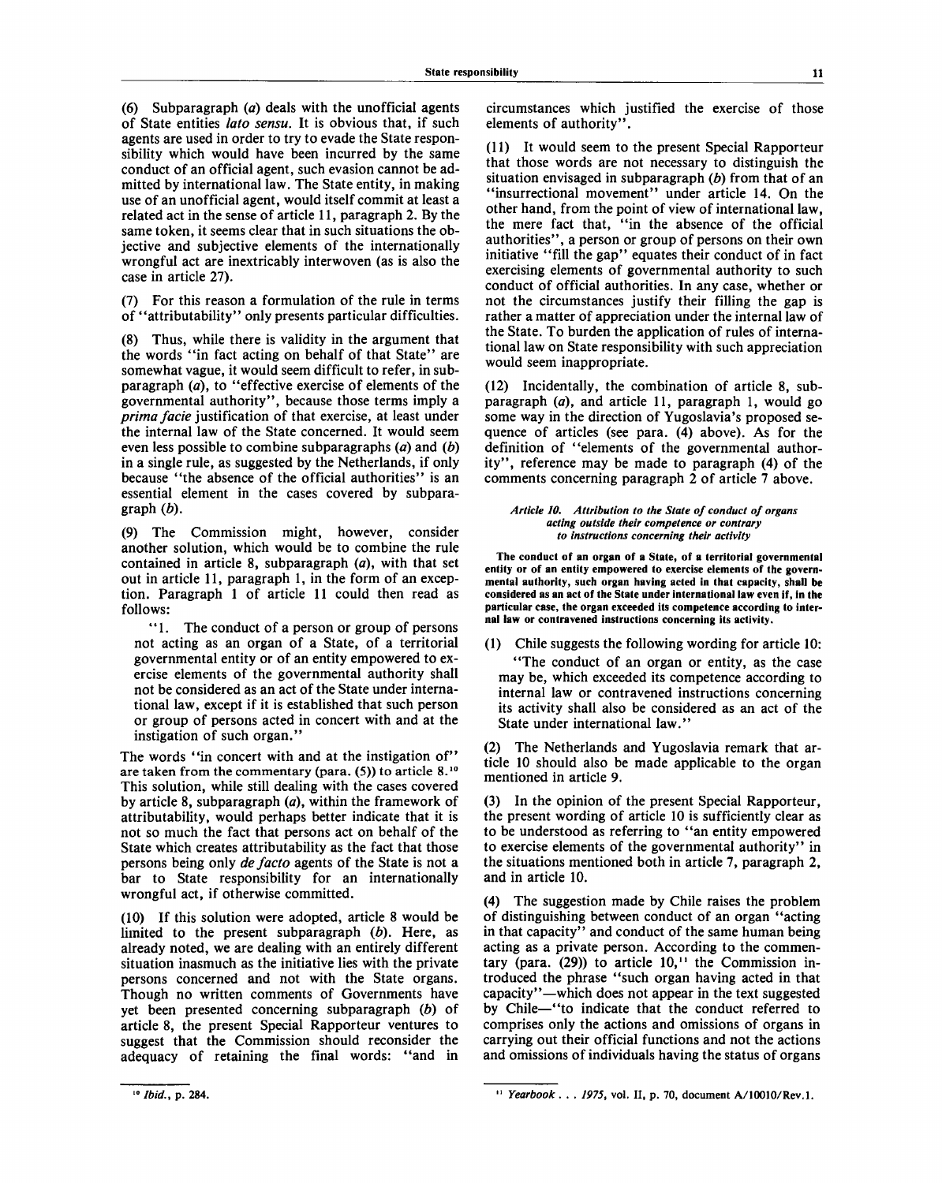(6) Subparagraph (*a*) deals with the unofficial agents of State entities *lato sensu*. It is obvious that, if such agents are used in order to try to evade the State responsibility which would have been incurred by the same conduct of an official agent, such evasion cannot be admitted by international law. The State entity, in making use of an unofficial agent, would itself commit at least a related act in the sense of article 11, paragraph 2. By the same token, it seems clear that in such situations the objective and subjective elements of the internationally wrongful act are inextricably interwoven (as is also the case in article 27).

(7) For this reason a formulation of the rule in terms of "attributability" only presents particular difficulties.

(8) Thus, while there is validity in the argument that the words "in fact acting on behalf of that State" are somewhat vague, it would seem difficult to refer, in subparagraph (*a*), to "effective exercise of elements of the governmental authority", because those terms imply a *prima facie* justification of that exercise, at least under the internal law of the State concerned. It would seem even less possible to combine subparagraphs (*a*) and (*b*) in a single rule, as suggested by the Netherlands, if only because "the absence of the official authorities" is an essential element in the cases covered by subparagraph (*b*).

(9) The Commission might, however, consider another solution, which would be to combine the rule contained in article 8, subparagraph (*a*), with that set out in article 11, paragraph 1, in the form of an exception. Paragraph 1 of article 11 could then read as follows:

"1. The conduct of a person or group of persons not acting as an organ of a State, of a territorial governmental entity or of an entity empowered to exercise elements of the governmental authority shall not be considered as an act of the State under international law, except if it is established that such person or group of persons acted in concert with and at the instigation of such organ."

The words "in concert with and at the instigation of" are taken from the commentary (para. (5)) to article 8.[10] This solution, while still dealing with the cases covered by article 8, subparagraph (*a*), within the framework of attributability, would perhaps better indicate that it is not so much the fact that persons act on behalf of the State which creates attributability as the fact that those persons being only *de facto* agents of the State is not a bar to State responsibility for an internationally wrongful act, if otherwise committed.

(10) If this solution were adopted, article 8 would be limited to the present subparagraph (*b*). Here, as already noted, we are dealing with an entirely different situation inasmuch as the initiative lies with the private persons concerned and not with the State organs. Though no written comments of Governments have yet been presented concerning subparagraph (*b*) of article 8, the present Special Rapporteur ventures to suggest that the Commission should reconsider the adequacy of retaining the final words: "and in circumstances which justified the exercise of those elements of authority".

(11) It would seem to the present Special Rapporteur that those words are not necessary to distinguish the situation envisaged in subparagraph (*b*) from that of an "insurrectional movement" under article 14. On the other hand, from the point of view of international law, the mere fact that, "in the absence of the official authorities", a person or group of persons on their own initiative "fill the gap" equates their conduct of in fact exercising elements of governmental authority to such conduct of official authorities. In any case, whether or not the circumstances justify their filling the gap is rather a matter of appreciation under the internal law of the State. To burden the application of rules of international law on State responsibility with such appreciation would seem inappropriate.

(12) Incidentally, the combination of article 8, subparagraph (*a*), and article 11, paragraph 1, would go some way in the direction of Yugoslavia's proposed sequence of articles (see para. (4) above). As for the definition of "elements of the governmental authority", reference may be made to paragraph (4) of the comments concerning paragraph 2 of article 7 above.

*Article 10. Attribution to the State of conduct of organs acting outside their competence or contrary to instructions concerning their activity*

**The conduct of an organ of a State, of a territorial governmental entity or of an entity empowered to exercise elements of the governmental authority, such organ having acted in that capacity, shall be considered as an act of the State under international law even if, in the particular case, the organ exceeded its competence according to internal law or contravened instructions concerning its activity.**

(1) Chile suggests the following wording for article 10:

"The conduct of an organ or entity, as the case may be, which exceeded its competence according to internal law or contravened instructions concerning its activity shall also be considered as an act of the State under international law."

(2) The Netherlands and Yugoslavia remark that article 10 should also be made applicable to the organ mentioned in article 9.

(3) In the opinion of the present Special Rapporteur, the present wording of article 10 is sufficiently clear as to be understood as referring to "an entity empowered to exercise elements of the governmental authority" in the situations mentioned both in article 7, paragraph 2, and in article 10.

(4) The suggestion made by Chile raises the problem of distinguishing between conduct of an organ "acting in that capacity" and conduct of the same human being acting as a private person. According to the commentary (para. (29)) to article 10,[11] the Commission introduced the phrase "such organ having acted in that capacity"—which does not appear in the text suggested by Chile—"to indicate that the conduct referred to comprises only the actions and omissions of organs in carrying out their official functions and not the actions and omissions of individuals having the status of organs

---

[10] *Ibid.*, p. 284.

[11] *Yearbook . . . 1975*, vol. II, p. 70, document A/10010/Rev.1.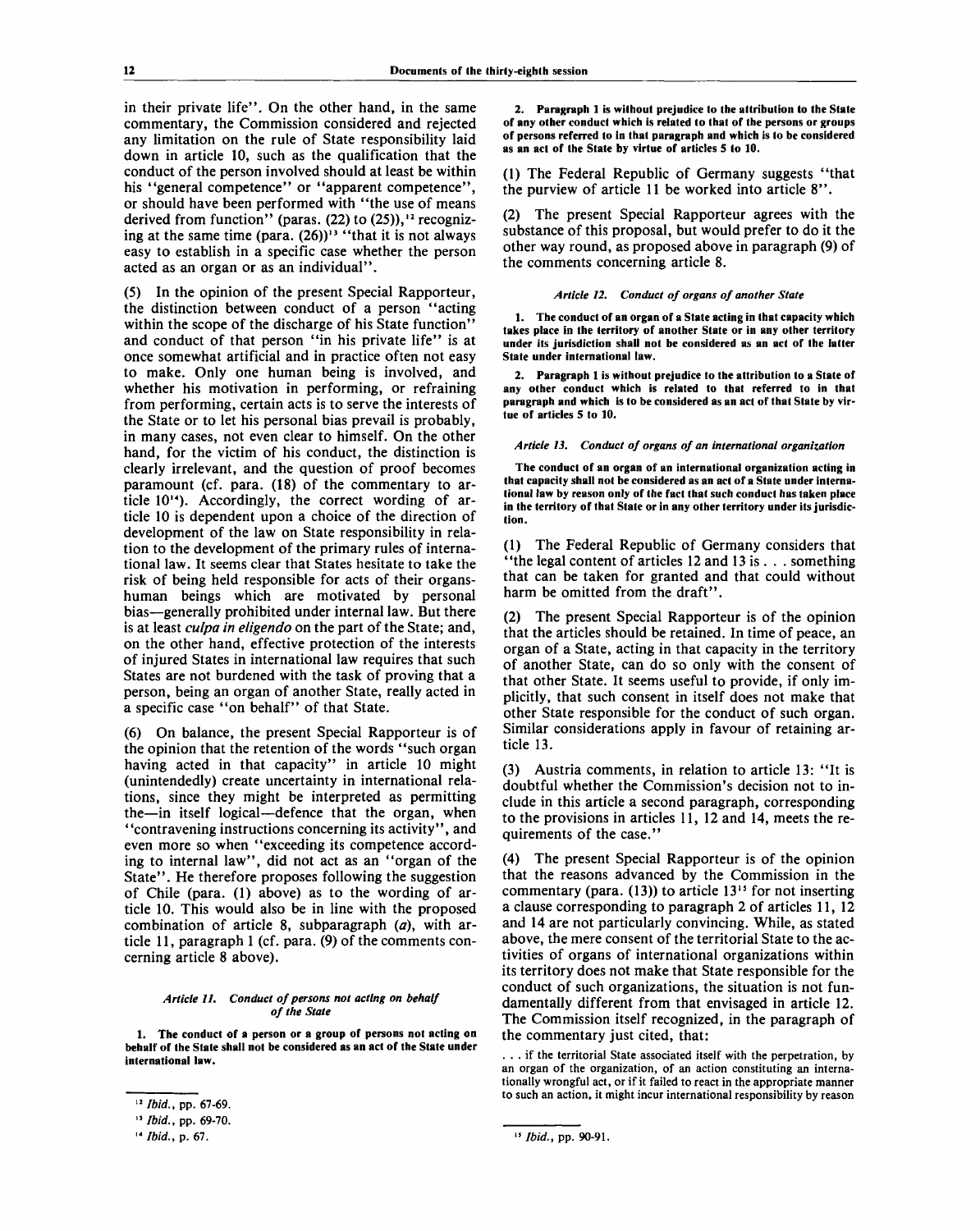in their private life". On the other hand, in the same commentary, the Commission considered and rejected any limitation on the rule of State responsibility laid down in article 10, such as the qualification that the conduct of the person involved should at least be within his "general competence" or "apparent competence", or should have been performed with "the use of means derived from function" (paras. (22) to (25)),[12] recognizing at the same time (para. (26))[13] "that it is not always easy to establish in a specific case whether the person acted as an organ or as an individual".

(5) In the opinion of the present Special Rapporteur, the distinction between conduct of a person "acting within the scope of the discharge of his State function" and conduct of that person "in his private life" is at once somewhat artificial and in practice often not easy to make. Only one human being is involved, and whether his motivation in performing, or refraining from performing, certain acts is to serve the interests of the State or to let his personal bias prevail is probably, in many cases, not even clear to himself. On the other hand, for the victim of his conduct, the distinction is clearly irrelevant, and the question of proof becomes paramount (cf. para. (18) of the commentary to article 10[14]). Accordingly, the correct wording of article 10 is dependent upon a choice of the direction of development of the law on State responsibility in relation to the development of the primary rules of international law. It seems clear that States hesitate to take the risk of being held responsible for acts of their organs-human beings which are motivated by personal bias—generally prohibited under internal law. But there is at least *culpa in eligendo* on the part of the State; and, on the other hand, effective protection of the interests of injured States in international law requires that such States are not burdened with the task of proving that a person, being an organ of another State, really acted in a specific case "on behalf" of that State.

(6) On balance, the present Special Rapporteur is of the opinion that the retention of the words "such organ having acted in that capacity" in article 10 might (unintendedly) create uncertainty in international relations, since they might be interpreted as permitting the—in itself logical—defence that the organ, when "contravening instructions concerning its activity", and even more so when "exceeding its competence according to internal law", did not act as an "organ of the State". He therefore proposes following the suggestion of Chile (para. (1) above) as to the wording of article 10. This would also be in line with the proposed combination of article 8, subparagraph (*a*), with article 11, paragraph 1 (cf. para. (9) of the comments concerning article 8 above).

#### *Article 11. Conduct of persons not acting on behalf of the State*

**1. The conduct of a person or a group of persons not acting on behalf of the State shall not be considered as an act of the State under international law.**

**2. Paragraph 1 is without prejudice to the attribution to the State of any other conduct which is related to that of the persons or groups of persons referred to in that paragraph and which is to be considered as an act of the State by virtue of articles 5 to 10.**

(1) The Federal Republic of Germany suggests "that the purview of article 11 be worked into article 8".

(2) The present Special Rapporteur agrees with the substance of this proposal, but would prefer to do it the other way round, as proposed above in paragraph (9) of the comments concerning article 8.

#### *Article 12. Conduct of organs of another State*

**1. The conduct of an organ of a State acting in that capacity which takes place in the territory of another State or in any other territory under its jurisdiction shall not be considered as an act of the latter State under international law.**

**2. Paragraph 1 is without prejudice to the attribution to a State of any other conduct which is related to that referred to in that paragraph and which is to be considered as an act of that State by virtue of articles 5 to 10.**

#### *Article 13. Conduct of organs of an international organization*

**The conduct of an organ of an international organization acting in that capacity shall not be considered as an act of a State under international law by reason only of the fact that such conduct has taken place in the territory of that State or in any other territory under its jurisdiction.**

(1) The Federal Republic of Germany considers that "the legal content of articles 12 and 13 is . . . something that can be taken for granted and that could without harm be omitted from the draft".

(2) The present Special Rapporteur is of the opinion that the articles should be retained. In time of peace, an organ of a State, acting in that capacity in the territory of another State, can do so only with the consent of that other State. It seems useful to provide, if only implicitly, that such consent in itself does not make that other State responsible for the conduct of such organ. Similar considerations apply in favour of retaining article 13.

(3) Austria comments, in relation to article 13: "It is doubtful whether the Commission's decision not to include in this article a second paragraph, corresponding to the provisions in articles 11, 12 and 14, meets the requirements of the case."

(4) The present Special Rapporteur is of the opinion that the reasons advanced by the Commission in the commentary (para. (13)) to article 13[15] for not inserting a clause corresponding to paragraph 2 of articles 11, 12 and 14 are not particularly convincing. While, as stated above, the mere consent of the territorial State to the activities of organs of international organizations within its territory does not make that State responsible for the conduct of such organizations, the situation is not fundamentally different from that envisaged in article 12. The Commission itself recognized, in the paragraph of the commentary just cited, that:

> . . . if the territorial State associated itself with the perpetration, by an organ of the organization, of an action constituting an internationally wrongful act, or if it failed to react in the appropriate manner to such an action, it might incur international responsibility by reason

---

[12] *Ibid.*, pp. 67-69.

[13] *Ibid.*, pp. 69-70.

[14] *Ibid.*, p. 67.

[15] *Ibid.*, pp. 90-91.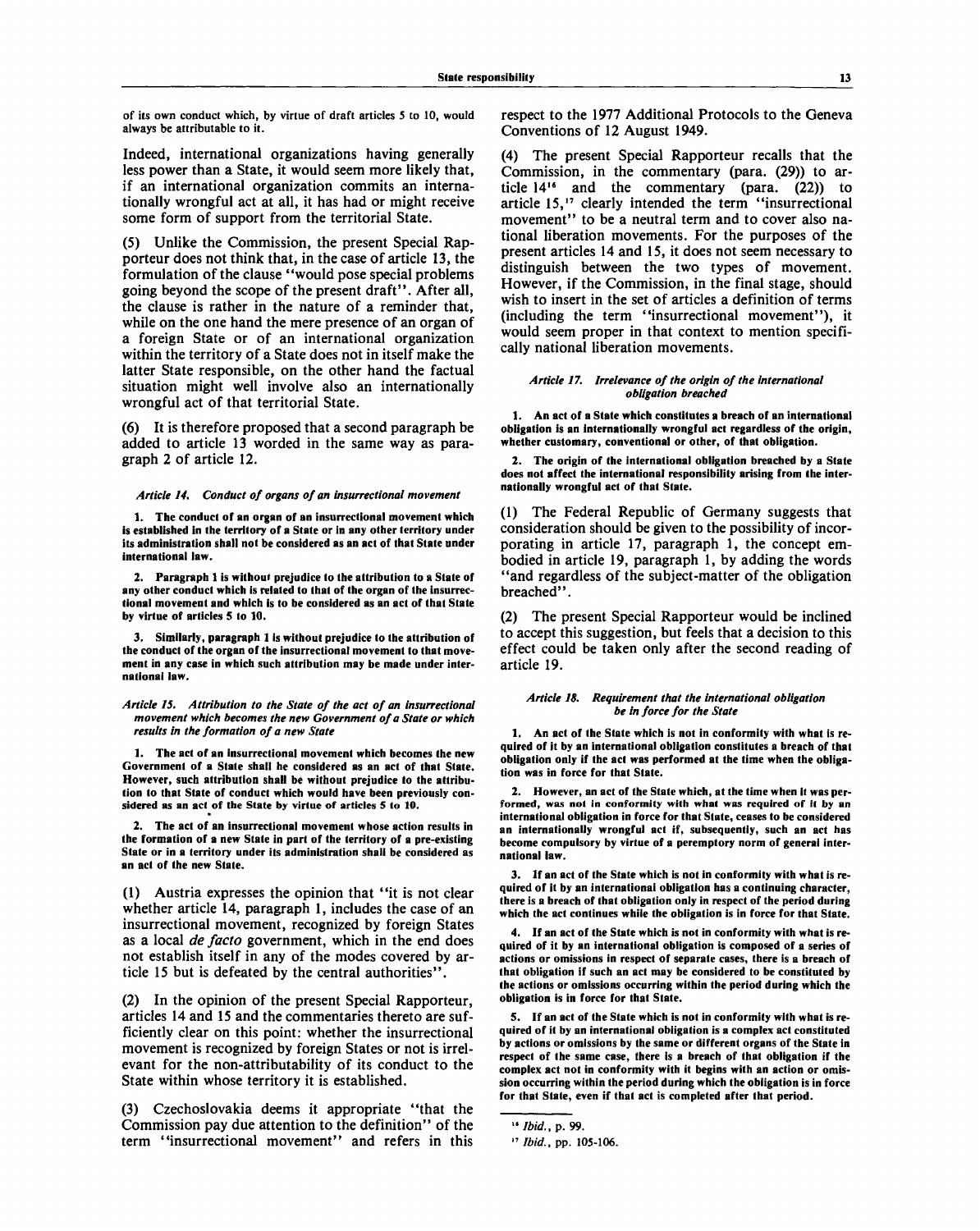of its own conduct which, by virtue of draft articles 5 to 10, would always be attributable to it.

Indeed, international organizations having generally less power than a State, it would seem more likely that, if an international organization commits an internationally wrongful act at all, it has had or might receive some form of support from the territorial State.

(5) Unlike the Commission, the present Special Rapporteur does not think that, in the case of article 13, the formulation of the clause "would pose special problems going beyond the scope of the present draft". After all, the clause is rather in the nature of a reminder that, while on the one hand the mere presence of an organ of a foreign State or of an international organization within the territory of a State does not in itself make the latter State responsible, on the other hand the factual situation might well involve also an internationally wrongful act of that territorial State.

(6) It is therefore proposed that a second paragraph be added to article 13 worded in the same way as paragraph 2 of article 12.

#### *Article 14. Conduct of organs of an insurrectional movement*

**1. The conduct of an organ of an insurrectional movement which is established in the territory of a State or in any other territory under its administration shall not be considered as an act of that State under international law.**

**2. Paragraph 1 is without prejudice to the attribution to a State of any other conduct which is related to that of the organ of the insurrectional movement and which is to be considered as an act of that State by virtue of articles 5 to 10.**

**3. Similarly, paragraph 1 is without prejudice to the attribution of the conduct of the organ of the insurrectional movement to that movement in any case in which such attribution may be made under international law.**

#### *Article 15. Attribution to the State of the act of an insurrectional movement which becomes the new Government of a State or which results in the formation of a new State*

**1. The act of an insurrectional movement which becomes the new Government of a State shall be considered as an act of that State. However, such attribution shall be without prejudice to the attribution to that State of conduct which would have been previously considered as an act of the State by virtue of articles 5 to 10.**

**2. The act of an insurrectional movement whose action results in the formation of a new State in part of the territory of a pre-existing State or in a territory under its administration shall be considered as an act of the new State.**

(1) Austria expresses the opinion that "it is not clear whether article 14, paragraph 1, includes the case of an insurrectional movement, recognized by foreign States as a local *de facto* government, which in the end does not establish itself in any of the modes covered by article 15 but is defeated by the central authorities".

(2) In the opinion of the present Special Rapporteur, articles 14 and 15 and the commentaries thereto are sufficiently clear on this point: whether the insurrectional movement is recognized by foreign States or not is irrelevant for the non-attributability of its conduct to the State within whose territory it is established.

(3) Czechoslovakia deems it appropriate "that the Commission pay due attention to the definition" of the term "insurrectional movement" and refers in this respect to the 1977 Additional Protocols to the Geneva Conventions of 12 August 1949.

(4) The present Special Rapporteur recalls that the Commission, in the commentary (para. (29)) to article 14[16] and the commentary (para. (22)) to article 15,[17] clearly intended the term "insurrectional movement" to be a neutral term and to cover also national liberation movements. For the purposes of the present articles 14 and 15, it does not seem necessary to distinguish between the two types of movement. However, if the Commission, in the final stage, should wish to insert in the set of articles a definition of terms (including the term "insurrectional movement"), it would seem proper in that context to mention specifically national liberation movements.

#### *Article 17. Irrelevance of the origin of the international obligation breached*

**1. An act of a State which constitutes a breach of an international obligation is an internationally wrongful act regardless of the origin, whether customary, conventional or other, of that obligation.**

**2. The origin of the international obligation breached by a State does not affect the international responsibility arising from the internationally wrongful act of that State.**

(1) The Federal Republic of Germany suggests that consideration should be given to the possibility of incorporating in article 17, paragraph 1, the concept embodied in article 19, paragraph 1, by adding the words "and regardless of the subject-matter of the obligation breached".

(2) The present Special Rapporteur would be inclined to accept this suggestion, but feels that a decision to this effect could be taken only after the second reading of article 19.

#### *Article 18. Requirement that the international obligation be in force for the State*

**1. An act of the State which is not in conformity with what is required of it by an international obligation constitutes a breach of that obligation only if the act was performed at the time when the obligation was in force for that State.**

**2. However, an act of the State which, at the time when it was performed, was not in conformity with what was required of it by an international obligation in force for that State, ceases to be considered an internationally wrongful act if, subsequently, such an act has become compulsory by virtue of a peremptory norm of general international law.**

**3. If an act of the State which is not in conformity with what is required of it by an international obligation has a continuing character, there is a breach of that obligation only in respect of the period during which the act continues while the obligation is in force for that State.**

**4. If an act of the State which is not in conformity with what is required of it by an international obligation is composed of a series of actions or omissions in respect of separate cases, there is a breach of that obligation if such an act may be considered to be constituted by the actions or omissions occurring within the period during which the obligation is in force for that State.**

**5. If an act of the State which is not in conformity with what is required of it by an international obligation is a complex act constituted by actions or omissions by the same or different organs of the State in respect of the same case, there is a breach of that obligation if the complex act not in conformity with it begins with an action or omission occurring within the period during which the obligation is in force for that State, even if that act is completed after that period.**

---

[16] *Ibid.*, p. 99.

[17] *Ibid.*, pp. 105-106.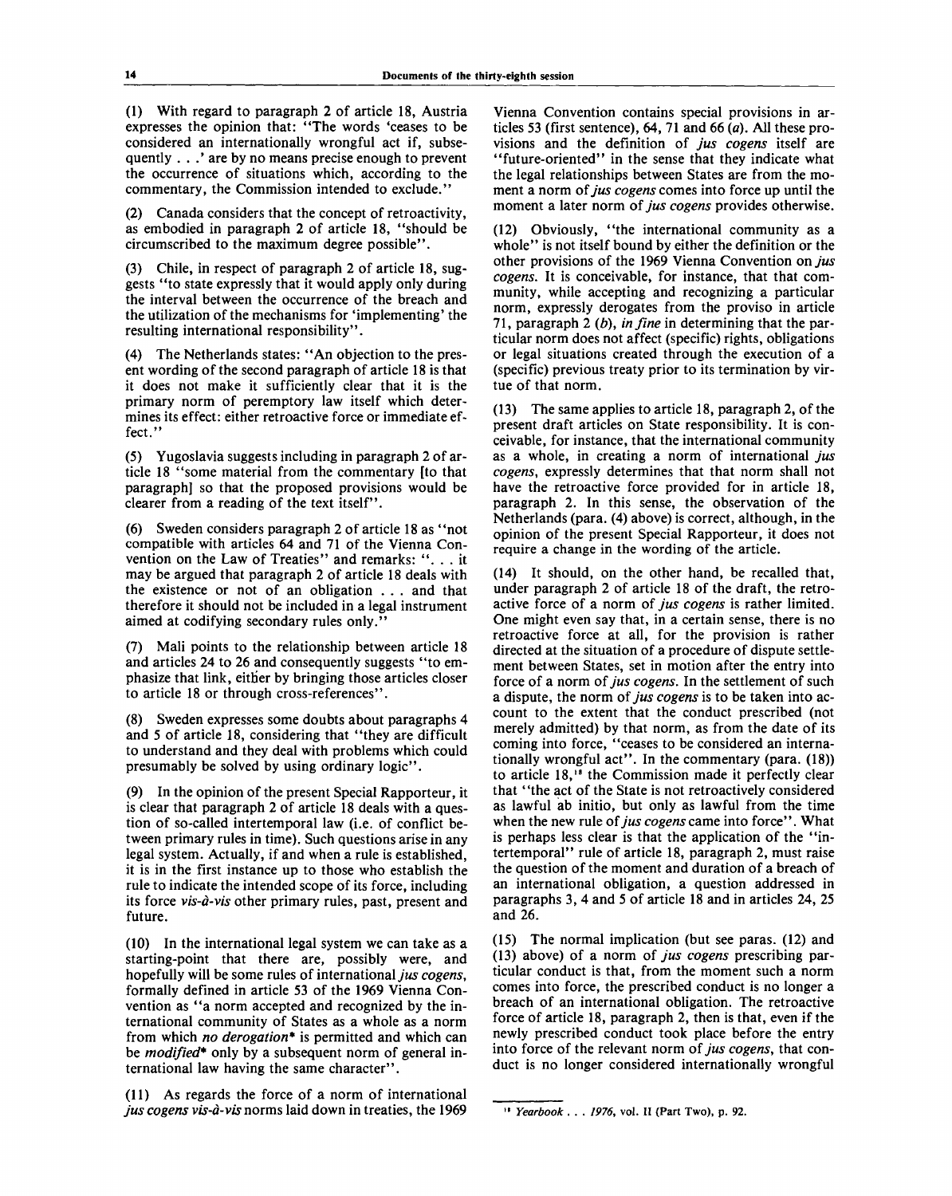(1) With regard to paragraph 2 of article 18, Austria expresses the opinion that: "The words 'ceases to be considered an internationally wrongful act if, subsequently . . .' are by no means precise enough to prevent the occurrence of situations which, according to the commentary, the Commission intended to exclude."

(2) Canada considers that the concept of retroactivity, as embodied in paragraph 2 of article 18, "should be circumscribed to the maximum degree possible".

(3) Chile, in respect of paragraph 2 of article 18, suggests "to state expressly that it would apply only during the interval between the occurrence of the breach and the utilization of the mechanisms for 'implementing' the resulting international responsibility".

(4) The Netherlands states: "An objection to the present wording of the second paragraph of article 18 is that it does not make it sufficiently clear that it is the primary norm of peremptory law itself which determines its effect: either retroactive force or immediate effect."

(5) Yugoslavia suggests including in paragraph 2 of article 18 "some material from the commentary [to that paragraph] so that the proposed provisions would be clearer from a reading of the text itself".

(6) Sweden considers paragraph 2 of article 18 as "not compatible with articles 64 and 71 of the Vienna Convention on the Law of Treaties" and remarks: ". . . it may be argued that paragraph 2 of article 18 deals with the existence or not of an obligation . . . and that therefore it should not be included in a legal instrument aimed at codifying secondary rules only."

(7) Mali points to the relationship between article 18 and articles 24 to 26 and consequently suggests "to emphasize that link, either by bringing those articles closer to article 18 or through cross-references".

(8) Sweden expresses some doubts about paragraphs 4 and 5 of article 18, considering that "they are difficult to understand and they deal with problems which could presumably be solved by using ordinary logic".

(9) In the opinion of the present Special Rapporteur, it is clear that paragraph 2 of article 18 deals with a question of so-called intertemporal law (i.e. of conflict between primary rules in time). Such questions arise in any legal system. Actually, if and when a rule is established, it is in the first instance up to those who establish the rule to indicate the intended scope of its force, including its force *vis-à-vis* other primary rules, past, present and future.

(10) In the international legal system we can take as a starting-point that there are, possibly were, and hopefully will be some rules of international *jus cogens*, formally defined in article 53 of the 1969 Vienna Convention as "a norm accepted and recognized by the international community of States as a whole as a norm from which *no derogation** is permitted and which can be *modified** only by a subsequent norm of general international law having the same character".

(11) As regards the force of a norm of international *jus cogens vis-à-vis* norms laid down in treaties, the 1969 Vienna Convention contains special provisions in articles 53 (first sentence), 64, 71 and 66 (*a*). All these provisions and the definition of *jus cogens* itself are "future-oriented" in the sense that they indicate what the legal relationships between States are from the moment a norm of *jus cogens* comes into force up until the moment a later norm of *jus cogens* provides otherwise.

(12) Obviously, "the international community as a whole" is not itself bound by either the definition or the other provisions of the 1969 Vienna Convention on *jus cogens*. It is conceivable, for instance, that that community, while accepting and recognizing a particular norm, expressly derogates from the proviso in article 71, paragraph 2 (*b*), *in fine* in determining that the particular norm does not affect (specific) rights, obligations or legal situations created through the execution of a (specific) previous treaty prior to its termination by virtue of that norm.

(13) The same applies to article 18, paragraph 2, of the present draft articles on State responsibility. It is conceivable, for instance, that the international community as a whole, in creating a norm of international *jus cogens*, expressly determines that that norm shall not have the retroactive force provided for in article 18, paragraph 2. In this sense, the observation of the Netherlands (para. (4) above) is correct, although, in the opinion of the present Special Rapporteur, it does not require a change in the wording of the article.

(14) It should, on the other hand, be recalled that, under paragraph 2 of article 18 of the draft, the retroactive force of a norm of *jus cogens* is rather limited. One might even say that, in a certain sense, there is no retroactive force at all, for the provision is rather directed at the situation of a procedure of dispute settlement between States, set in motion after the entry into force of a norm of *jus cogens*. In the settlement of such a dispute, the norm of *jus cogens* is to be taken into account to the extent that the conduct prescribed (not merely admitted) by that norm, as from the date of its coming into force, "ceases to be considered an internationally wrongful act". In the commentary (para. (18)) to article 18,[18] the Commission made it perfectly clear that "the act of the State is not retroactively considered as lawful ab initio, but only as lawful from the time when the new rule of *jus cogens* came into force". What is perhaps less clear is that the application of the "intertemporal" rule of article 18, paragraph 2, must raise the question of the moment and duration of a breach of an international obligation, a question addressed in paragraphs 3, 4 and 5 of article 18 and in articles 24, 25 and 26.

(15) The normal implication (but see paras. (12) and (13) above) of a norm of *jus cogens* prescribing particular conduct is that, from the moment such a norm comes into force, the prescribed conduct is no longer a breach of an international obligation. The retroactive force of article 18, paragraph 2, then is that, even if the newly prescribed conduct took place before the entry into force of the relevant norm of *jus cogens*, that conduct is no longer considered internationally wrongful

[18] *Yearbook . . . 1976*, vol. II (Part Two), p. 92.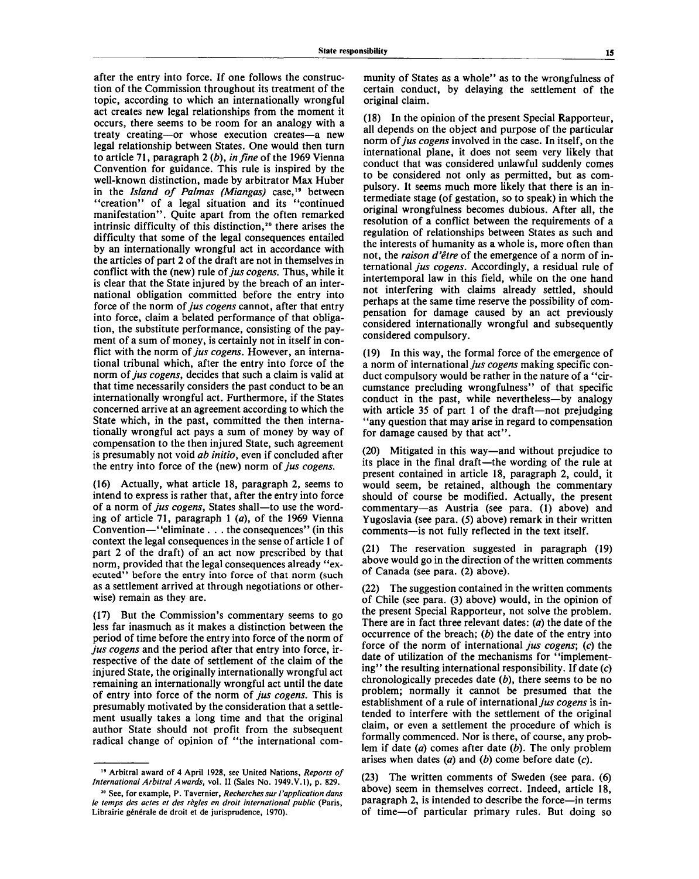after the entry into force. If one follows the construction of the Commission throughout its treatment of the topic, according to which an internationally wrongful act creates new legal relationships from the moment it occurs, there seems to be room for an analogy with a treaty creating—or whose execution creates—a new legal relationship between States. One would then turn to article 71, paragraph 2 (*b*), *in fine* of the 1969 Vienna Convention for guidance. This rule is inspired by the well-known distinction, made by arbitrator Max Huber in the *Island of Palmas (Miangas)* case,[19] between "creation" of a legal situation and its "continued manifestation". Quite apart from the often remarked intrinsic difficulty of this distinction,[20] there arises the difficulty that some of the legal consequences entailed by an internationally wrongful act in accordance with the articles of part 2 of the draft are not in themselves in conflict with the (new) rule of *jus cogens*. Thus, while it is clear that the State injured by the breach of an international obligation committed before the entry into force of the norm of *jus cogens* cannot, after that entry into force, claim a belated performance of that obligation, the substitute performance, consisting of the payment of a sum of money, is certainly not in itself in conflict with the norm of *jus cogens*. However, an international tribunal which, after the entry into force of the norm of *jus cogens*, decides that such a claim is valid at that time necessarily considers the past conduct to be an internationally wrongful act. Furthermore, if the States concerned arrive at an agreement according to which the State which, in the past, committed the then internationally wrongful act pays a sum of money by way of compensation to the then injured State, such agreement is presumably not void *ab initio*, even if concluded after the entry into force of the (new) norm of *jus cogens*.

(16) Actually, what article 18, paragraph 2, seems to intend to express is rather that, after the entry into force of a norm of *jus cogens*, States shall—to use the wording of article 71, paragraph 1 (*a*), of the 1969 Vienna Convention—"eliminate . . . the consequences" (in this context the legal consequences in the sense of article 1 of part 2 of the draft) of an act now prescribed by that norm, provided that the legal consequences already "executed" before the entry into force of that norm (such as a settlement arrived at through negotiations or otherwise) remain as they are.

(17) But the Commission's commentary seems to go less far inasmuch as it makes a distinction between the period of time before the entry into force of the norm of *jus cogens* and the period after that entry into force, irrespective of the date of settlement of the claim of the injured State, the originally internationally wrongful act remaining an internationally wrongful act until the date of entry into force of the norm of *jus cogens*. This is presumably motivated by the consideration that a settlement usually takes a long time and that the original author State should not profit from the subsequent radical change of opinion of "the international community of States as a whole" as to the wrongfulness of certain conduct, by delaying the settlement of the original claim.

(18) In the opinion of the present Special Rapporteur, all depends on the object and purpose of the particular norm of *jus cogens* involved in the case. In itself, on the international plane, it does not seem very likely that conduct that was considered unlawful suddenly comes to be considered not only as permitted, but as compulsory. It seems much more likely that there is an intermediate stage (of gestation, so to speak) in which the original wrongfulness becomes dubious. After all, the resolution of a conflict between the requirements of a regulation of relationships between States as such and the interests of humanity as a whole is, more often than not, the *raison d'être* of the emergence of a norm of international *jus cogens*. Accordingly, a residual rule of intertemporal law in this field, while on the one hand not interfering with claims already settled, should perhaps at the same time reserve the possibility of compensation for damage caused by an act previously considered internationally wrongful and subsequently considered compulsory.

(19) In this way, the formal force of the emergence of a norm of international *jus cogens* making specific conduct compulsory would be rather in the nature of a "circumstance precluding wrongfulness" of that specific conduct in the past, while nevertheless—by analogy with article 35 of part 1 of the draft—not prejudging "any question that may arise in regard to compensation for damage caused by that act".

(20) Mitigated in this way—and without prejudice to its place in the final draft—the wording of the rule at present contained in article 18, paragraph 2, could, it would seem, be retained, although the commentary should of course be modified. Actually, the present commentary—as Austria (see para. (1) above) and Yugoslavia (see para. (5) above) remark in their written comments—is not fully reflected in the text itself.

(21) The reservation suggested in paragraph (19) above would go in the direction of the written comments of Canada (see para. (2) above).

(22) The suggestion contained in the written comments of Chile (see para. (3) above) would, in the opinion of the present Special Rapporteur, not solve the problem. There are in fact three relevant dates: (*a*) the date of the occurrence of the breach; (*b*) the date of the entry into force of the norm of international *jus cogens*; (*c*) the date of utilization of the mechanisms for "implementing" the resulting international responsibility. If date (*c*) chronologically precedes date (*b*), there seems to be no problem; normally it cannot be presumed that the establishment of a rule of international *jus cogens* is intended to interfere with the settlement of the original claim, or even a settlement the procedure of which is formally commenced. Nor is there, of course, any problem if date (*a*) comes after date (*b*). The only problem arises when dates (*a*) and (*b*) come before date (*c*).

(23) The written comments of Sweden (see para. (6) above) seem in themselves correct. Indeed, article 18, paragraph 2, is intended to describe the force—in terms of time—of particular primary rules. But doing so

[19] Arbitral award of 4 April 1928, see United Nations, *Reports of International Arbitral Awards*, vol. II (Sales No. 1949.V.1), p. 829.

[20] See, for example, P. Tavernier, *Recherches sur l'application dans le temps des actes et des règles en droit international public* (Paris, Librairie générale de droit et de jurisprudence, 1970).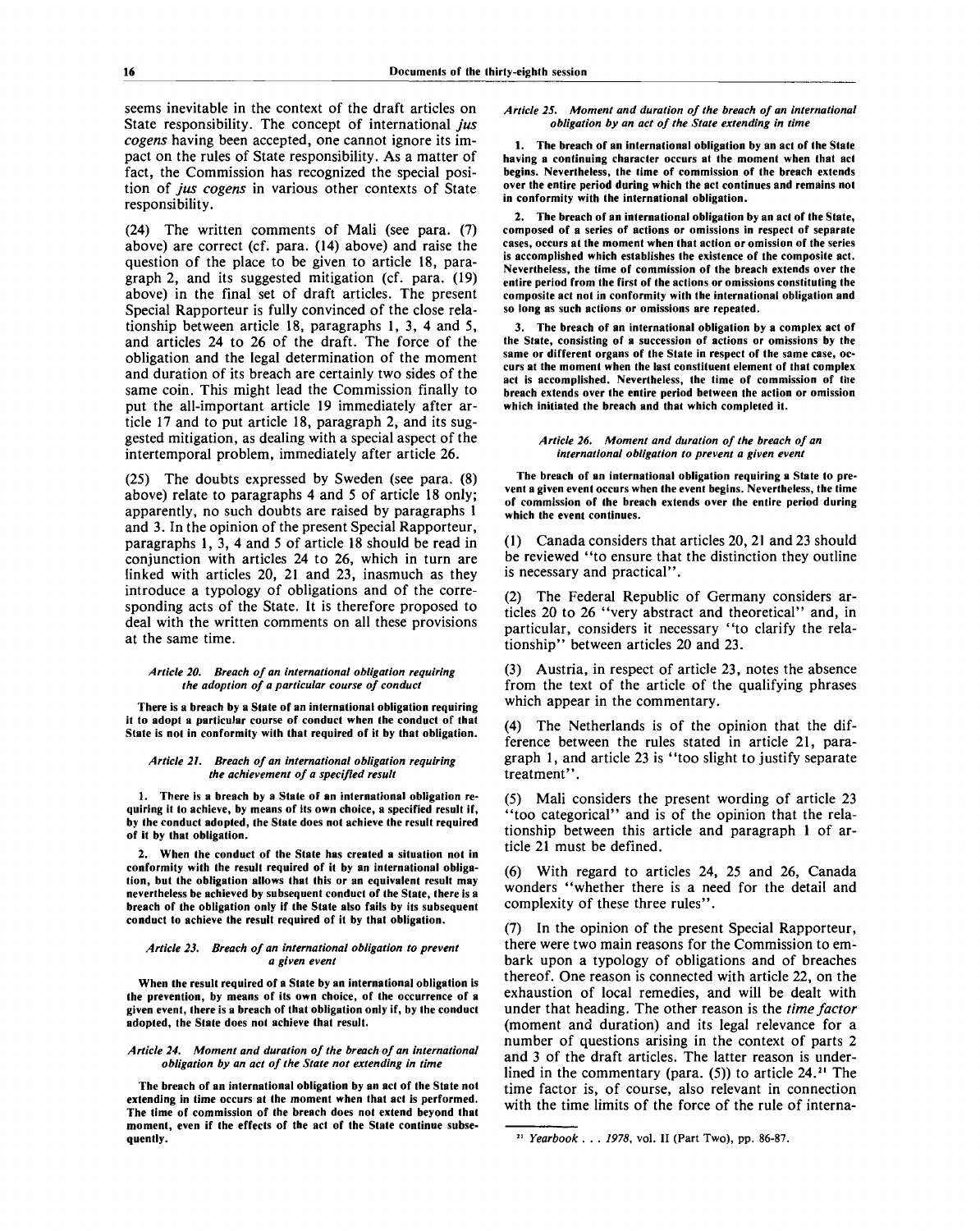seems inevitable in the context of the draft articles on State responsibility. The concept of international *jus cogens* having been accepted, one cannot ignore its impact on the rules of State responsibility. As a matter of fact, the Commission has recognized the special position of *jus cogens* in various other contexts of State responsibility.

(24) The written comments of Mali (see para. (7) above) are correct (cf. para. (14) above) and raise the question of the place to be given to article 18, paragraph 2, and its suggested mitigation (cf. para. (19) above) in the final set of draft articles. The present Special Rapporteur is fully convinced of the close relationship between article 18, paragraphs 1, 3, 4 and 5, and articles 24 to 26 of the draft. The force of the obligation and the legal determination of the moment and duration of its breach are certainly two sides of the same coin. This might lead the Commission finally to put the all-important article 19 immediately after article 17 and to put article 18, paragraph 2, and its suggested mitigation, as dealing with a special aspect of the intertemporal problem, immediately after article 26.

(25) The doubts expressed by Sweden (see para. (8) above) relate to paragraphs 4 and 5 of article 18 only; apparently, no such doubts are raised by paragraphs 1 and 3. In the opinion of the present Special Rapporteur, paragraphs 1, 3, 4 and 5 of article 18 should be read in conjunction with articles 24 to 26, which in turn are linked with articles 20, 21 and 23, inasmuch as they introduce a typology of obligations and of the corresponding acts of the State. It is therefore proposed to deal with the written comments on all these provisions at the same time.

*Article 20. Breach of an international obligation requiring the adoption of a particular course of conduct*

**There is a breach by a State of an international obligation requiring it to adopt a particular course of conduct when the conduct of that State is not in conformity with that required of it by that obligation.**

*Article 21. Breach of an international obligation requiring the achievement of a specified result*

**1. There is a breach by a State of an international obligation requiring it to achieve, by means of its own choice, a specified result if, by the conduct adopted, the State does not achieve the result required of it by that obligation.**

**2. When the conduct of the State has created a situation not in conformity with the result required of it by an international obligation, but the obligation allows that this or an equivalent result may nevertheless be achieved by subsequent conduct of the State, there is a breach of the obligation only if the State also fails by its subsequent conduct to achieve the result required of it by that obligation.**

*Article 23. Breach of an international obligation to prevent a given event*

**When the result required of a State by an international obligation is the prevention, by means of its own choice, of the occurrence of a given event, there is a breach of that obligation only if, by the conduct adopted, the State does not achieve that result.**

*Article 24. Moment and duration of the breach of an international obligation by an act of the State not extending in time*

**The breach of an international obligation by an act of the State not extending in time occurs at the moment when that act is performed. The time of commission of the breach does not extend beyond that moment, even if the effects of the act of the State continue subsequently.**

*Article 25. Moment and duration of the breach of an international obligation by an act of the State extending in time*

**1. The breach of an international obligation by an act of the State having a continuing character occurs at the moment when that act begins. Nevertheless, the time of commission of the breach extends over the entire period during which the act continues and remains not in conformity with the international obligation.**

**2. The breach of an international obligation by an act of the State, composed of a series of actions or omissions in respect of separate cases, occurs at the moment when that action or omission of the series is accomplished which establishes the existence of the composite act. Nevertheless, the time of commission of the breach extends over the entire period from the first of the actions or omissions constituting the composite act not in conformity with the international obligation and so long as such actions or omissions are repeated.**

**3. The breach of an international obligation by a complex act of the State, consisting of a succession of actions or omissions by the same or different organs of the State in respect of the same case, occurs at the moment when the last constituent element of that complex act is accomplished. Nevertheless, the time of commission of the breach extends over the entire period between the action or omission which initiated the breach and that which completed it.**

*Article 26. Moment and duration of the breach of an international obligation to prevent a given event*

**The breach of an international obligation requiring a State to prevent a given event occurs when the event begins. Nevertheless, the time of commission of the breach extends over the entire period during which the event continues.**

(1) Canada considers that articles 20, 21 and 23 should be reviewed "to ensure that the distinction they outline is necessary and practical".

(2) The Federal Republic of Germany considers articles 20 to 26 "very abstract and theoretical" and, in particular, considers it necessary "to clarify the relationship" between articles 20 and 23.

(3) Austria, in respect of article 23, notes the absence from the text of the article of the qualifying phrases which appear in the commentary.

(4) The Netherlands is of the opinion that the difference between the rules stated in article 21, paragraph 1, and article 23 is "too slight to justify separate treatment".

(5) Mali considers the present wording of article 23 "too categorical" and is of the opinion that the relationship between this article and paragraph 1 of article 21 must be defined.

(6) With regard to articles 24, 25 and 26, Canada wonders "whether there is a need for the detail and complexity of these three rules".

(7) In the opinion of the present Special Rapporteur, there were two main reasons for the Commission to embark upon a typology of obligations and of breaches thereof. One reason is connected with article 22, on the exhaustion of local remedies, and will be dealt with under that heading. The other reason is the *time factor* (moment and duration) and its legal relevance for a number of questions arising in the context of parts 2 and 3 of the draft articles. The latter reason is underlined in the commentary (para. (5)) to article 24.[21] The time factor is, of course, also relevant in connection with the time limits of the force of the rule of interna-

[21] *Yearbook . . . 1978*, vol. II (Part Two), pp. 86-87.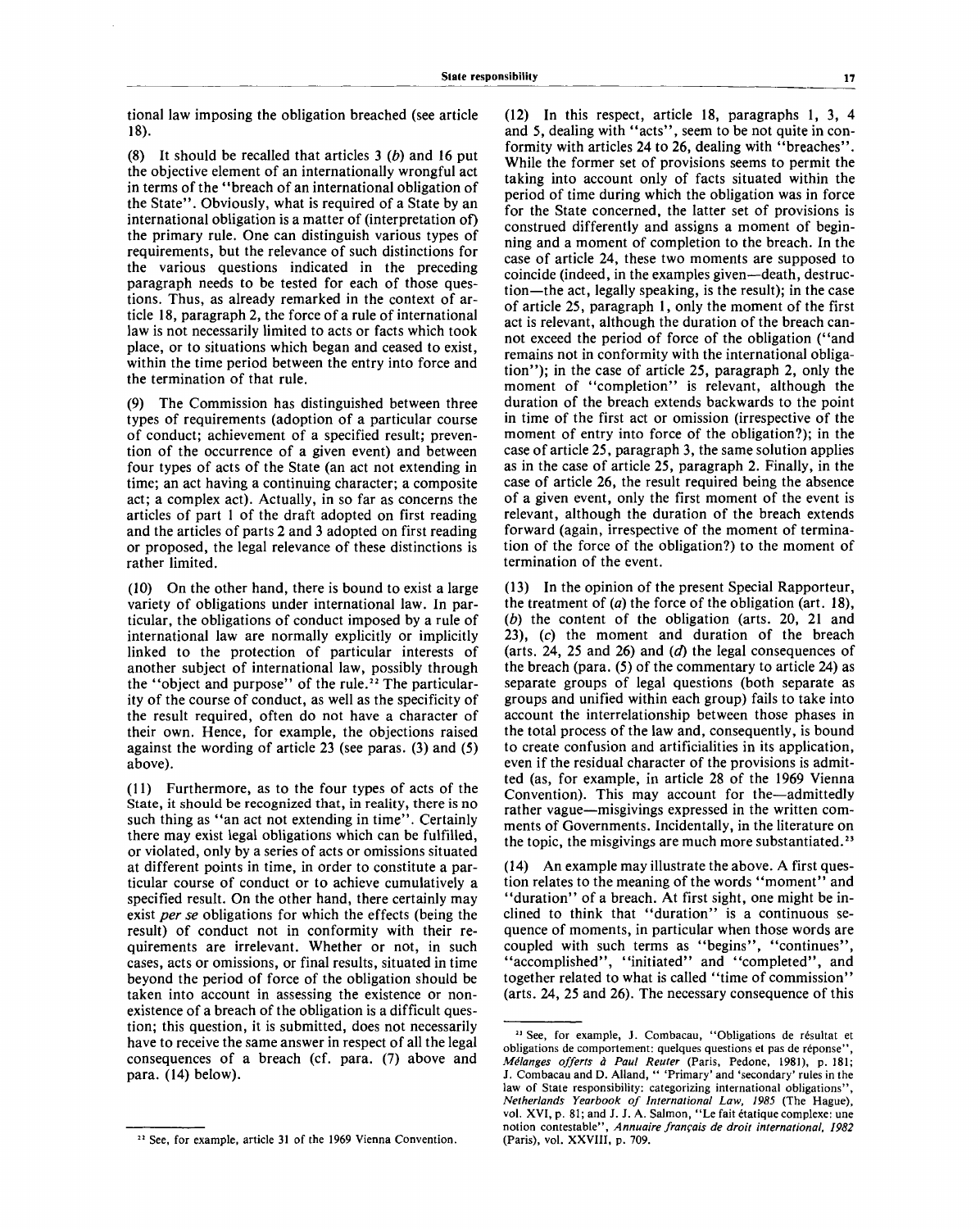tional law imposing the obligation breached (see article 18).

(8) It should be recalled that articles 3 (*b*) and 16 put the objective element of an internationally wrongful act in terms of the "breach of an international obligation of the State". Obviously, what is required of a State by an international obligation is a matter of (interpretation of) the primary rule. One can distinguish various types of requirements, but the relevance of such distinctions for the various questions indicated in the preceding paragraph needs to be tested for each of those questions. Thus, as already remarked in the context of article 18, paragraph 2, the force of a rule of international law is not necessarily limited to acts or facts which took place, or to situations which began and ceased to exist, within the time period between the entry into force and the termination of that rule.

(9) The Commission has distinguished between three types of requirements (adoption of a particular course of conduct; achievement of a specified result; prevention of the occurrence of a given event) and between four types of acts of the State (an act not extending in time; an act having a continuing character; a composite act; a complex act). Actually, in so far as concerns the articles of part 1 of the draft adopted on first reading and the articles of parts 2 and 3 adopted on first reading or proposed, the legal relevance of these distinctions is rather limited.

(10) On the other hand, there is bound to exist a large variety of obligations under international law. In particular, the obligations of conduct imposed by a rule of international law are normally explicitly or implicitly linked to the protection of particular interests of another subject of international law, possibly through the "object and purpose" of the rule.[22] The particularity of the course of conduct, as well as the specificity of the result required, often do not have a character of their own. Hence, for example, the objections raised against the wording of article 23 (see paras. (3) and (5) above).

(11) Furthermore, as to the four types of acts of the State, it should be recognized that, in reality, there is no such thing as "an act not extending in time". Certainly there may exist legal obligations which can be fulfilled, or violated, only by a series of acts or omissions situated at different points in time, in order to constitute a particular course of conduct or to achieve cumulatively a specified result. On the other hand, there certainly may exist *per se* obligations for which the effects (being the result) of conduct not in conformity with their requirements are irrelevant. Whether or not, in such cases, acts or omissions, or final results, situated in time beyond the period of force of the obligation should be taken into account in assessing the existence or non-existence of a breach of the obligation is a difficult question; this question, it is submitted, does not necessarily have to receive the same answer in respect of all the legal consequences of a breach (cf. para. (7) above and para. (14) below).

(12) In this respect, article 18, paragraphs 1, 3, 4 and 5, dealing with "acts", seem to be not quite in conformity with articles 24 to 26, dealing with "breaches". While the former set of provisions seems to permit the taking into account only of facts situated within the period of time during which the obligation was in force for the State concerned, the latter set of provisions is construed differently and assigns a moment of beginning and a moment of completion to the breach. In the case of article 24, these two moments are supposed to coincide (indeed, in the examples given—death, destruction—the act, legally speaking, is the result); in the case of article 25, paragraph 1, only the moment of the first act is relevant, although the duration of the breach cannot exceed the period of force of the obligation ("and remains not in conformity with the international obligation"); in the case of article 25, paragraph 2, only the moment of "completion" is relevant, although the duration of the breach extends backwards to the point in time of the first act or omission (irrespective of the moment of entry into force of the obligation?); in the case of article 25, paragraph 3, the same solution applies as in the case of article 25, paragraph 2. Finally, in the case of article 26, the result required being the absence of a given event, only the first moment of the event is relevant, although the duration of the breach extends forward (again, irrespective of the moment of termination of the force of the obligation?) to the moment of termination of the event.

(13) In the opinion of the present Special Rapporteur, the treatment of (*a*) the force of the obligation (art. 18), (*b*) the content of the obligation (arts. 20, 21 and 23), (*c*) the moment and duration of the breach (arts. 24, 25 and 26) and (*d*) the legal consequences of the breach (para. (5) of the commentary to article 24) as separate groups of legal questions (both separate as groups and unified within each group) fails to take into account the interrelationship between those phases in the total process of the law and, consequently, is bound to create confusion and artificialities in its application, even if the residual character of the provisions is admitted (as, for example, in article 28 of the 1969 Vienna Convention). This may account for the—admittedly rather vague—misgivings expressed in the written comments of Governments. Incidentally, in the literature on the topic, the misgivings are much more substantiated.[23]

(14) An example may illustrate the above. A first question relates to the meaning of the words "moment" and "duration" of a breach. At first sight, one might be inclined to think that "duration" is a continuous sequence of moments, in particular when those words are coupled with such terms as "begins", "continues", "accomplished", "initiated" and "completed", and together related to what is called "time of commission" (arts. 24, 25 and 26). The necessary consequence of this

---

[22] See, for example, article 31 of the 1969 Vienna Convention.

[23] See, for example, J. Combacau, "Obligations de résultat et obligations de comportement: quelques questions et pas de réponse", *Mélanges offerts à Paul Reuter* (Paris, Pedone, 1981), p. 181; J. Combacau and D. Alland, " 'Primary' and 'secondary' rules in the law of State responsibility: categorizing international obligations", *Netherlands Yearbook of International Law, 1985* (The Hague), vol. XVI, p. 81; and J. J. A. Salmon, "Le fait étatique complexe: une notion contestable", *Annuaire français de droit international, 1982* (Paris), vol. XXVIII, p. 709.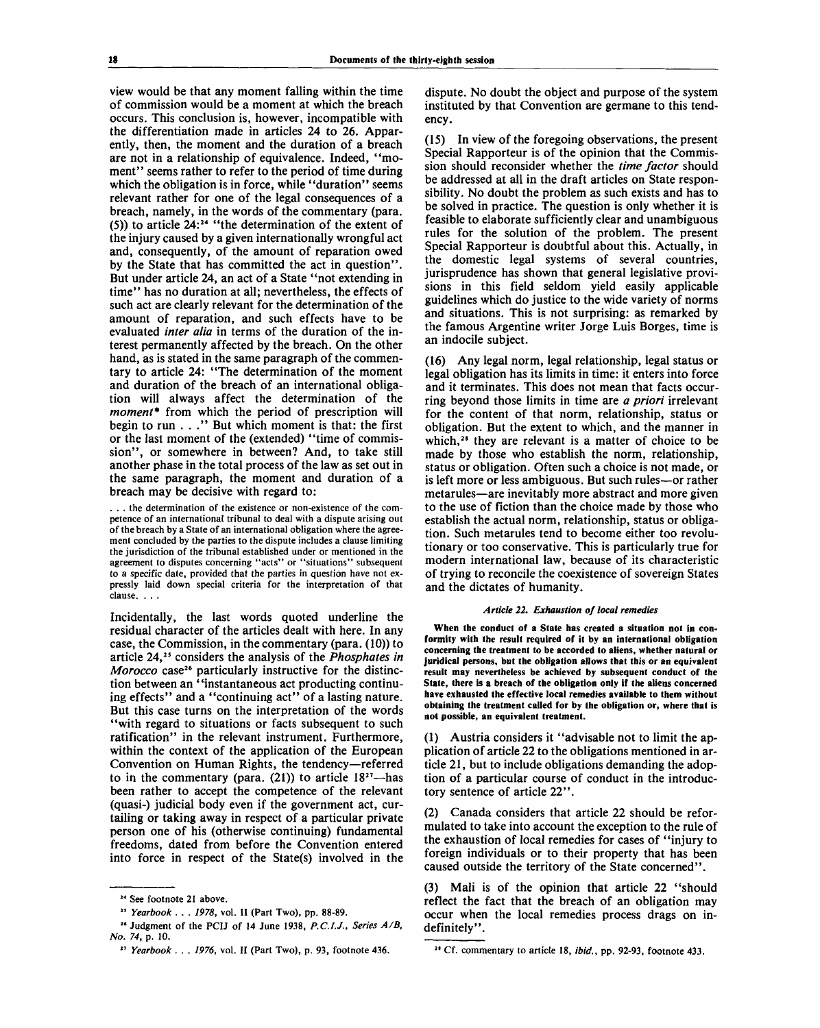view would be that any moment falling within the time of commission would be a moment at which the breach occurs. This conclusion is, however, incompatible with the differentiation made in articles 24 to 26. Apparently, then, the moment and the duration of a breach are not in a relationship of equivalence. Indeed, "moment" seems rather to refer to the period of time during which the obligation is in force, while "duration" seems relevant rather for one of the legal consequences of a breach, namely, in the words of the commentary (para. (5)) to article 24:[24] "the determination of the extent of the injury caused by a given internationally wrongful act and, consequently, of the amount of reparation owed by the State that has committed the act in question". But under article 24, an act of a State "not extending in time" has no duration at all; nevertheless, the effects of such act are clearly relevant for the determination of the amount of reparation, and such effects have to be evaluated *inter alia* in terms of the duration of the interest permanently affected by the breach. On the other hand, as is stated in the same paragraph of the commentary to article 24: "The determination of the moment and duration of the breach of an international obligation will always affect the determination of the *moment** from which the period of prescription will begin to run . . ." But which moment is that: the first or the last moment of the (extended) "time of commission", or somewhere in between? And, to take still another phase in the total process of the law as set out in the same paragraph, the moment and duration of a breach may be decisive with regard to:

> . . . the determination of the existence or non-existence of the competence of an international tribunal to deal with a dispute arising out of the breach by a State of an international obligation where the agreement concluded by the parties to the dispute includes a clause limiting the jurisdiction of the tribunal established under or mentioned in the agreement to disputes concerning "acts" or "situations" subsequent to a specific date, provided that the parties in question have not expressly laid down special criteria for the interpretation of that clause. . . .

Incidentally, the last words quoted underline the residual character of the articles dealt with here. In any case, the Commission, in the commentary (para. (10)) to article 24,[25] considers the analysis of the *Phosphates in Morocco* case[26] particularly instructive for the distinction between an "instantaneous act productiing continuing effects" and a "continuing act" of a lasting nature. But this case turns on the interpretation of the words "with regard to situations or facts subsequent to such ratification" in the relevant instrument. Furthermore, within the context of the application of the European Convention on Human Rights, the tendency—referred to in the commentary (para. (21)) to article 18[27]—has been rather to accept the competence of the relevant (quasi-) judicial body even if the government act, curtailing or taking away in respect of a particular private person one of his (otherwise continuing) fundamental freedoms, dated from before the Convention entered into force in respect of the State(s) involved in the dispute. No doubt the object and purpose of the system instituted by that Convention are germane to this tendency.

(15) In view of the foregoing observations, the present Special Rapporteur is of the opinion that the Commission should reconsider whether the *time factor* should be addressed at all in the draft articles on State responsibility. No doubt the problem as such exists and has to be solved in practice. The question is only whether it is feasible to elaborate sufficiently clear and unambiguous rules for the solution of the problem. The present Special Rapporteur is doubtful about this. Actually, in the domestic legal systems of several countries, jurisprudence has shown that general legislative provisions in this field seldom yield easily applicable guidelines which do justice to the wide variety of norms and situations. This is not surprising: as remarked by the famous Argentine writer Jorge Luis Borges, time is an indocile subject.

(16) Any legal norm, legal relationship, legal status or legal obligation has its limits in time: it enters into force and it terminates. This does not mean that facts occurring beyond those limits in time are *a priori* irrelevant for the content of that norm, relationship, status or obligation. But the extent to which, and the manner in which,[28] they are relevant is a matter of choice to be made by those who establish the norm, relationship, status or obligation. Often such a choice is not made, or is left more or less ambiguous. But such rules—or rather metarules—are inevitably more abstract and more given to the use of fiction than the choice made by those who establish the actual norm, relationship, status or obligation. Such metarules tend to become either too revolutionary or too conservative. This is particularly true for modern international law, because of its characteristic of trying to reconcile the coexistence of sovereign States and the dictates of humanity.

#### *Article 22. Exhaustion of local remedies*

**When the conduct of a State has created a situation not in conformity with the result required of it by an international obligation concerning the treatment to be accorded to aliens, whether natural or juridical persons, but the obligation allows that this or an equivalent result may nevertheless be achieved by subsequent conduct of the State, there is a breach of the obligation only if the aliens concerned have exhausted the effective local remedies available to them without obtaining the treatment called for by the obligation or, where that is not possible, an equivalent treatment.**

(1) Austria considers it "advisable not to limit the application of article 22 to the obligations mentioned in article 21, but to include obligations demanding the adoption of a particular course of conduct in the introductory sentence of article 22".

(2) Canada considers that article 22 should be reformulated to take into account the exception to the rule of the exhaustion of local remedies for cases of "injury to foreign individuals or to their property that has been caused outside the territory of the State concerned".

(3) Mali is of the opinion that article 22 "should reflect the fact that the breach of an obligation may occur when the local remedies process drags on indefinitely".

---

[24] See footnote 21 above.

[25] *Yearbook . . . 1978*, vol. II (Part Two), pp. 88-89.

[26] Judgment of the PCIJ of 14 June 1938, *P.C.I.J., Series A/B, No. 74*, p. 10.

[27] *Yearbook . . . 1976*, vol. II (Part Two), p. 93, footnote 436.

[28] Cf. commentary to article 18, *ibid.*, pp. 92-93, footnote 433.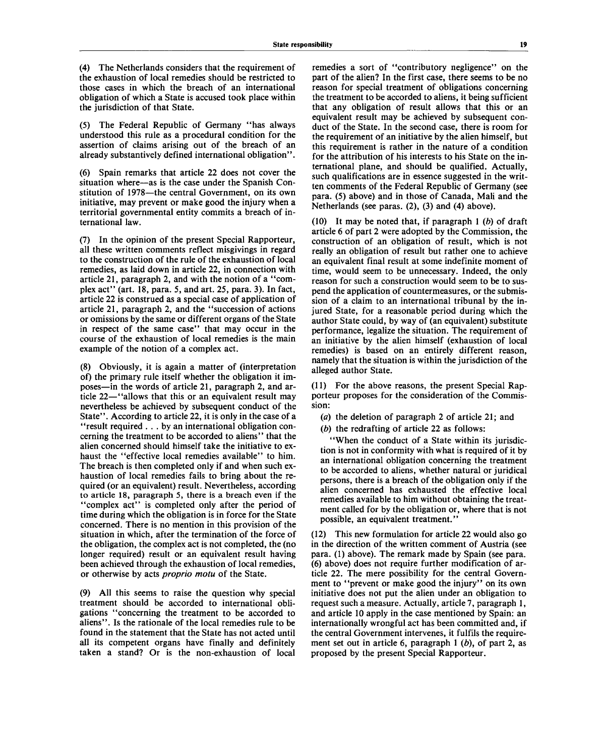(4) The Netherlands considers that the requirement of the exhaustion of local remedies should be restricted to those cases in which the breach of an international obligation of which a State is accused took place within the jurisdiction of that State.

(5) The Federal Republic of Germany "has always understood this rule as a procedural condition for the assertion of claims arising out of the breach of an already substantively defined international obligation".

(6) Spain remarks that article 22 does not cover the situation where—as is the case under the Spanish Constitution of 1978—the central Government, on its own initiative, may prevent or make good the injury when a territorial governmental entity commits a breach of international law.

(7) In the opinion of the present Special Rapporteur, all these written comments reflect misgivings in regard to the construction of the rule of the exhaustion of local remedies, as laid down in article 22, in connection with article 21, paragraph 2, and with the notion of a "complex act" (art. 18, para. 5, and art. 25, para. 3). In fact, article 22 is construed as a special case of application of article 21, paragraph 2, and the "succession of actions or omissions by the same or different organs of the State in respect of the same case" that may occur in the course of the exhaustion of local remedies is the main example of the notion of a complex act.

(8) Obviously, it is again a matter of (interpretation of) the primary rule itself whether the obligation it imposes—in the words of article 21, paragraph 2, and article 22—"allows that this or an equivalent result may nevertheless be achieved by subsequent conduct of the State". According to article 22, it is only in the case of a "result required . . . by an international obligation concerning the treatment to be accorded to aliens" that the alien concerned should himself take the initiative to exhaust the "effective local remedies available" to him. The breach is then completed only if and when such exhaustion of local remedies fails to bring about the required (or an equivalent) result. Nevertheless, according to article 18, paragraph 5, there is a breach even if the "complex act" is completed only after the period of time during which the obligation is in force for the State concerned. There is no mention in this provision of the situation in which, after the termination of the force of the obligation, the complex act is not completed, the (no longer required) result or an equivalent result having been achieved through the exhaustion of local remedies, or otherwise by acts *proprio motu* of the State.

(9) All this seems to raise the question why special treatment should be accorded to international obligations "concerning the treatment to be accorded to aliens". Is the rationale of the local remedies rule to be found in the statement that the State has not acted until all its competent organs have finally and definitely taken a stand? Or is the non-exhaustion of local remedies a sort of "contributory negligence" on the part of the alien? In the first case, there seems to be no reason for special treatment of obligations concerning the treatment to be accorded to aliens, it being sufficient that any obligation of result allows that this or an equivalent result may be achieved by subsequent conduct of the State. In the second case, there is room for the requirement of an initiative by the alien himself, but this requirement is rather in the nature of a condition for the attribution of his interests to his State on the international plane, and should be qualified. Actually, such qualifications are in essence suggested in the written comments of the Federal Republic of Germany (see para. (5) above) and in those of Canada, Mali and the Netherlands (see paras. (2), (3) and (4) above).

(10) It may be noted that, if paragraph 1 (*b*) of draft article 6 of part 2 were adopted by the Commission, the construction of an obligation of result, which is not really an obligation of result but rather one to achieve an equivalent final result at some indefinite moment of time, would seem to be unnecessary. Indeed, the only reason for such a construction would seem to be to suspend the application of countermeasures, or the submission of a claim to an international tribunal by the injured State, for a reasonable period during which the author State could, by way of (an equivalent) substitute performance, legalize the situation. The requirement of an initiative by the alien himself (exhaustion of local remedies) is based on an entirely different reason, namely that the situation is within the jurisdiction of the alleged author State.

(11) For the above reasons, the present Special Rapporteur proposes for the consideration of the Commission:

(*a*) the deletion of paragraph 2 of article 21; and

(*b*) the redrafting of article 22 as follows:

"When the conduct of a State within its jurisdiction is not in conformity with what is required of it by an international obligation concerning the treatment to be accorded to aliens, whether natural or juridical persons, there is a breach of the obligation only if the alien concerned has exhausted the effective local remedies available to him without obtaining the treatment called for by the obligation or, where that is not possible, an equivalent treatment."

(12) This new formulation for article 22 would also go in the direction of the written comment of Austria (see para. (1) above). The remark made by Spain (see para. (6) above) does not require further modification of article 22. The mere possibility for the central Government to "prevent or make good the injury" on its own initiative does not put the alien under an obligation to request such a measure. Actually, article 7, paragraph 1, and article 10 apply in the case mentioned by Spain: an internationally wrongful act has been committed and, if the central Government intervenes, it fulfils the requirement set out in article 6, paragraph 1 (*b*), of part 2, as proposed by the present Special Rapporteur.